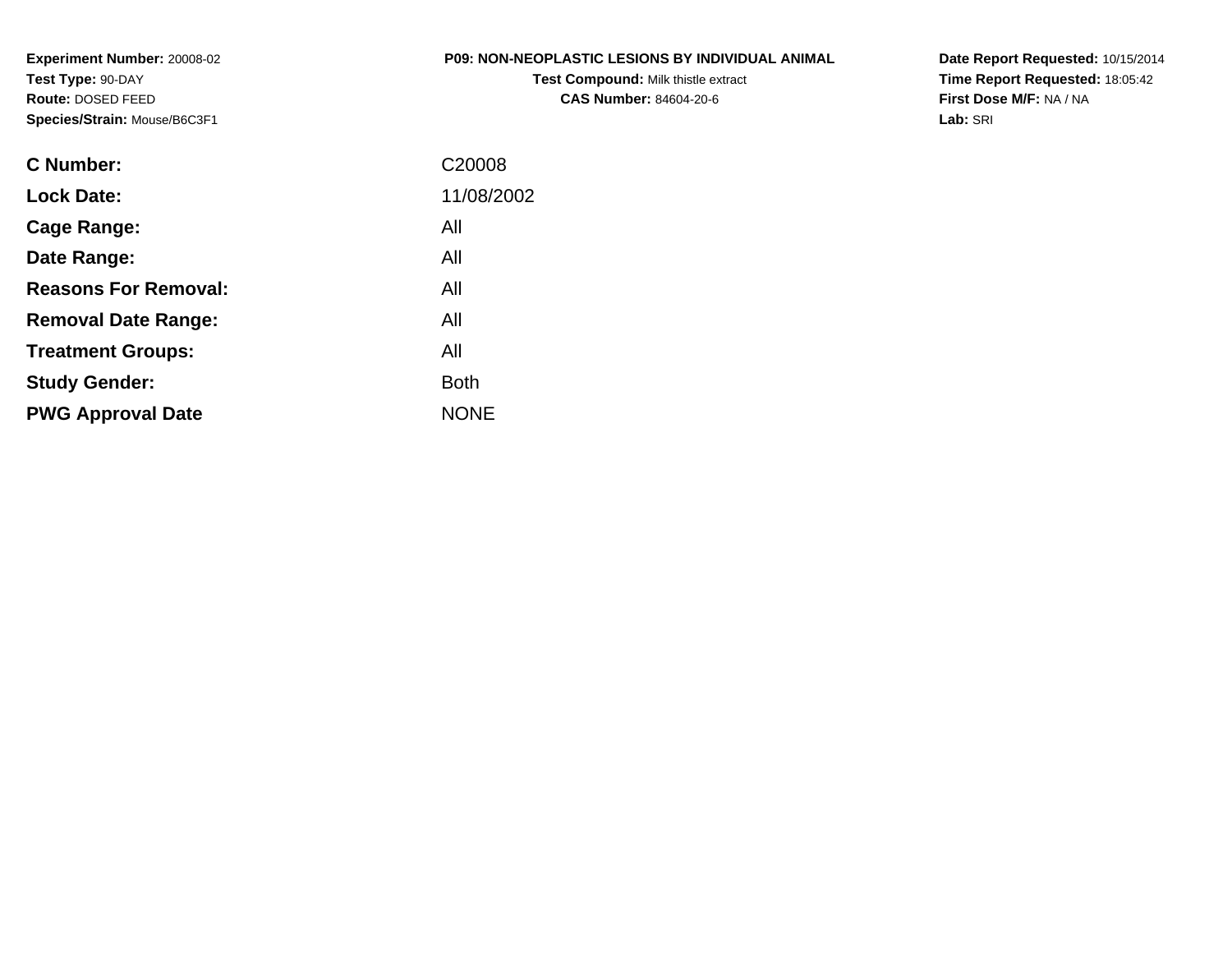**Experiment Number:** 20008-02
**Test Type:** 90-DAY
**Route:** DOSED FEED
**Species/Strain:** Mouse/B6C3F1

**P09: NON-NEOPLASTIC LESIONS BY INDIVIDUAL ANIMAL**
**Test Compound:** Milk thistle extract
**CAS Number:** 84604-20-6

**Date Report Requested:** 10/15/2014
**Time Report Requested:** 18:05:42
**First Dose M/F:** NA / NA
**Lab:** SRI

| | |
|---|---|
| **C Number:** | C20008 |
| **Lock Date:** | 11/08/2002 |
| **Cage Range:** | All |
| **Date Range:** | All |
| **Reasons For Removal:** | All |
| **Removal Date Range:** | All |
| **Treatment Groups:** | All |
| **Study Gender:** | Both |
| **PWG Approval Date** | NONE |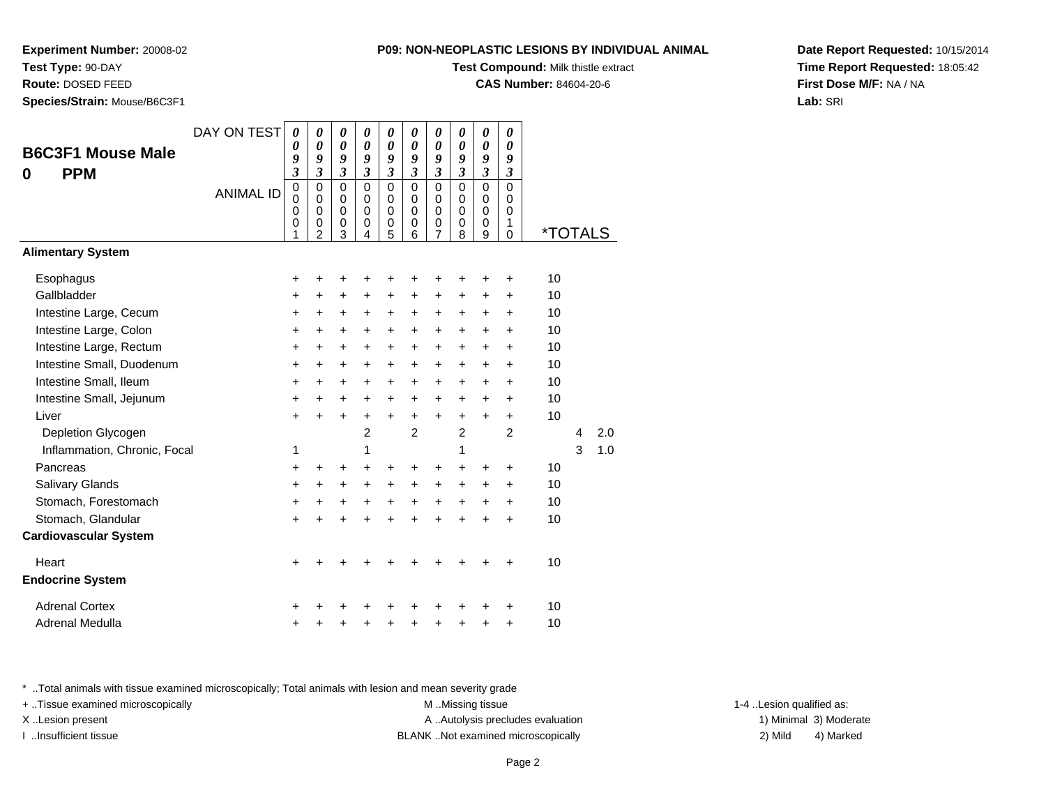**Experiment Number:** 20008-02
**Test Type:** 90-DAY
**Route:** DOSED FEED
**Species/Strain:** Mouse/B6C3F1

**P09: NON-NEOPLASTIC LESIONS BY INDIVIDUAL ANIMAL**
**Test Compound:** Milk thistle extract
**CAS Number:** 84604-20-6

**Date Report Requested:** 10/15/2014
**Time Report Requested:** 18:05:42
**First Dose M/F:** NA / NA
**Lab:** SRI

## B6C3F1 Mouse Male
## 0 PPM

| DAY ON TEST | 0093 | 0093 | 0093 | 0093 | 0093 | 0093 | 0093 | 0093 | 0093 | 0093 | | | |
|---|---|---|---|---|---|---|---|---|---|---|---|---|---|
| ANIMAL ID | 00001 | 00002 | 00003 | 00004 | 00005 | 00006 | 00007 | 00008 | 00009 | 00010 | *TOTALS | | |
| **Alimentary System** | | | | | | | | | | | | | |
| Esophagus | + | + | + | + | + | + | + | + | + | + | 10 | | |
| Gallbladder | + | + | + | + | + | + | + | + | + | + | 10 | | |
| Intestine Large, Cecum | + | + | + | + | + | + | + | + | + | + | 10 | | |
| Intestine Large, Colon | + | + | + | + | + | + | + | + | + | + | 10 | | |
| Intestine Large, Rectum | + | + | + | + | + | + | + | + | + | + | 10 | | |
| Intestine Small, Duodenum | + | + | + | + | + | + | + | + | + | + | 10 | | |
| Intestine Small, Ileum | + | + | + | + | + | + | + | + | + | + | 10 | | |
| Intestine Small, Jejunum | + | + | + | + | + | + | + | + | + | + | 10 | | |
| Liver | + | + | + | + | + | + | + | + | + | + | 10 | | |
| Depletion Glycogen | | | | 2 | | 2 | | 2 | | 2 | | 4 | 2.0 |
| Inflammation, Chronic, Focal | 1 | | | 1 | | | | 1 | | | | 3 | 1.0 |
| Pancreas | + | + | + | + | + | + | + | + | + | + | 10 | | |
| Salivary Glands | + | + | + | + | + | + | + | + | + | + | 10 | | |
| Stomach, Forestomach | + | + | + | + | + | + | + | + | + | + | 10 | | |
| Stomach, Glandular | + | + | + | + | + | + | + | + | + | + | 10 | | |
| **Cardiovascular System** | | | | | | | | | | | | | |
| Heart | + | + | + | + | + | + | + | + | + | + | 10 | | |
| **Endocrine System** | | | | | | | | | | | | | |
| Adrenal Cortex | + | + | + | + | + | + | + | + | + | + | 10 | | |
| Adrenal Medulla | + | + | + | + | + | + | + | + | + | + | 10 | | |

* ..Total animals with tissue examined microscopically; Total animals with lesion and mean severity grade
+ ..Tissue examined microscopically
X ..Lesion present
I ..Insufficient tissue
M ..Missing tissue
A ..Autolysis precludes evaluation
BLANK ..Not examined microscopically
1-4 ..Lesion qualified as:
1) Minimal 2) Mild 3) Moderate 4) Marked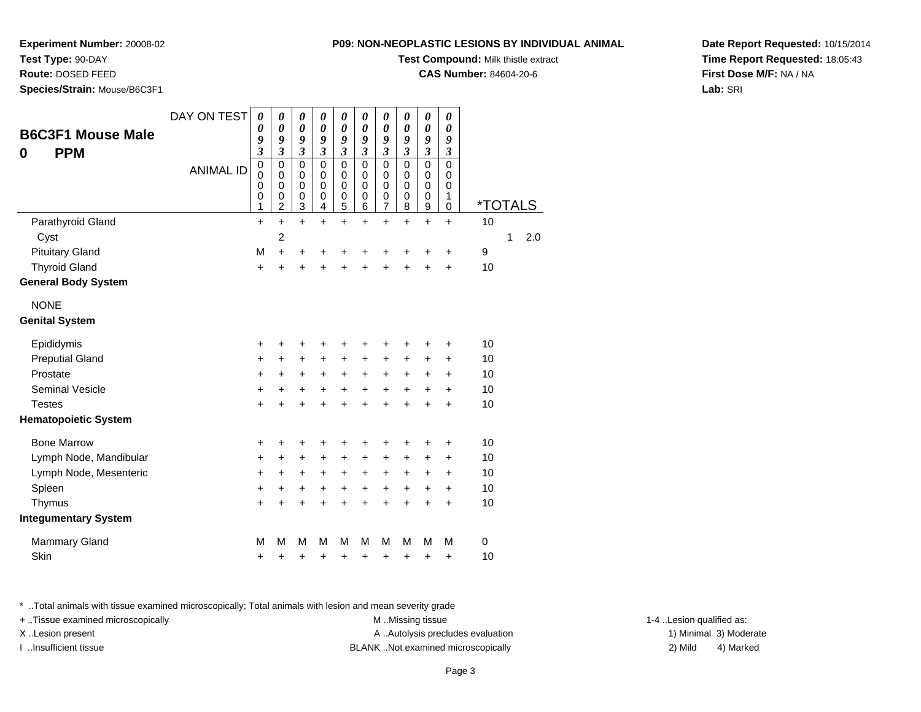**Experiment Number:** 20008-02
**Test Type:** 90-DAY
**Route:** DOSED FEED
**Species/Strain:** Mouse/B6C3F1

**P09: NON-NEOPLASTIC LESIONS BY INDIVIDUAL ANIMAL**
**Test Compound:** Milk thistle extract
**CAS Number:** 84604-20-6

**Date Report Requested:** 10/15/2014
**Time Report Requested:** 18:05:43
**First Dose M/F:** NA / NA
**Lab:** SRI

## B6C3F1 Mouse Male
## 0 PPM

| DAY ON TEST | 0093 | 0093 | 0093 | 0093 | 0093 | 0093 | 0093 | 0093 | 0093 | 0093 | | |
|---|---|---|---|---|---|---|---|---|---|---|---|---|
| ANIMAL ID | 00001 | 00002 | 00003 | 00004 | 00005 | 00006 | 00007 | 00008 | 00009 | 00010 | *TOTALS | |
| Parathyroid Gland | + | + | + | + | + | + | + | + | + | + | 10 | |
| Cyst | | 2 | | | | | | | | | 1 | 2.0 |
| Pituitary Gland | M | + | + | + | + | + | + | + | + | + | 9 | |
| Thyroid Gland | + | + | + | + | + | + | + | + | + | + | 10 | |
| **General Body System** | | | | | | | | | | | | |
| NONE | | | | | | | | | | | | |
| **Genital System** | | | | | | | | | | | | |
| Epididymis | + | + | + | + | + | + | + | + | + | + | 10 | |
| Preputial Gland | + | + | + | + | + | + | + | + | + | + | 10 | |
| Prostate | + | + | + | + | + | + | + | + | + | + | 10 | |
| Seminal Vesicle | + | + | + | + | + | + | + | + | + | + | 10 | |
| Testes | + | + | + | + | + | + | + | + | + | + | 10 | |
| **Hematopoietic System** | | | | | | | | | | | | |
| Bone Marrow | + | + | + | + | + | + | + | + | + | + | 10 | |
| Lymph Node, Mandibular | + | + | + | + | + | + | + | + | + | + | 10 | |
| Lymph Node, Mesenteric | + | + | + | + | + | + | + | + | + | + | 10 | |
| Spleen | + | + | + | + | + | + | + | + | + | + | 10 | |
| Thymus | + | + | + | + | + | + | + | + | + | + | 10 | |
| **Integumentary System** | | | | | | | | | | | | |
| Mammary Gland | M | M | M | M | M | M | M | M | M | M | 0 | |
| Skin | + | + | + | + | + | + | + | + | + | + | 10 | |

* ..Total animals with tissue examined microscopically; Total animals with lesion and mean severity grade
+ ..Tissue examined microscopically
X ..Lesion present
I ..Insufficient tissue
M ..Missing tissue
A ..Autolysis precludes evaluation
BLANK ..Not examined microscopically
1-4 ..Lesion qualified as:
1) Minimal 2) Mild 3) Moderate 4) Marked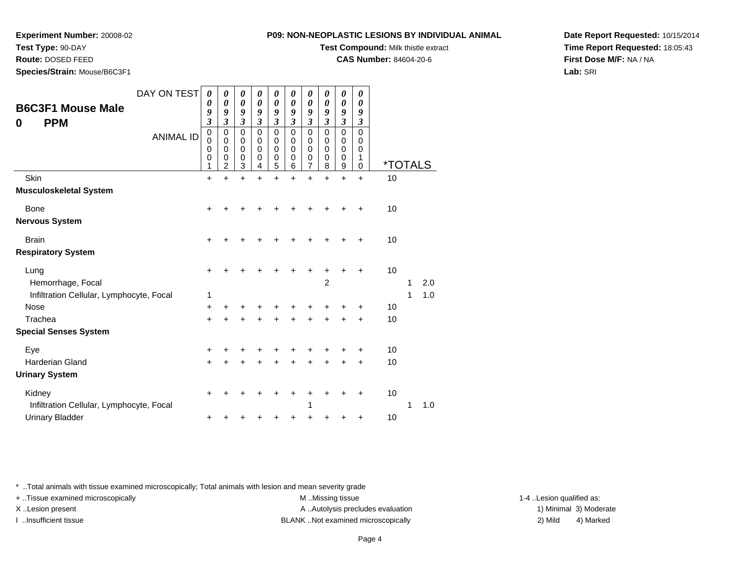**Experiment Number:** 20008-02
**Test Type:** 90-DAY
**Route:** DOSED FEED
**Species/Strain:** Mouse/B6C3F1

**P09: NON-NEOPLASTIC LESIONS BY INDIVIDUAL ANIMAL**
**Test Compound:** Milk thistle extract
**CAS Number:** 84604-20-6

**Date Report Requested:** 10/15/2014
**Time Report Requested:** 18:05:43
**First Dose M/F:** NA / NA
**Lab:** SRI

## B6C3F1 Mouse Male
## 0 PPM

| DAY ON TEST | 0093 | 0093 | 0093 | 0093 | 0093 | 0093 | 0093 | 0093 | 0093 | 0093 | | | |
|---|---|---|---|---|---|---|---|---|---|---|---|---|---|
| ANIMAL ID | 00001 | 00002 | 00003 | 00004 | 00005 | 00006 | 00007 | 00008 | 00009 | 00010 | *TOTALS | | |
| Skin | + | + | + | + | + | + | + | + | + | + | 10 | | |
| **Musculoskeletal System** | | | | | | | | | | | | | |
| Bone | + | + | + | + | + | + | + | + | + | + | 10 | | |
| **Nervous System** | | | | | | | | | | | | | |
| Brain | + | + | + | + | + | + | + | + | + | + | 10 | | |
| **Respiratory System** | | | | | | | | | | | | | |
| Lung | + | + | + | + | + | + | + | + | + | + | 10 | | |
| Hemorrhage, Focal | | | | | | | | 2 | | | | 1 | 2.0 |
| Infiltration Cellular, Lymphocyte, Focal | 1 | | | | | | | | | | | 1 | 1.0 |
| Nose | + | + | + | + | + | + | + | + | + | + | 10 | | |
| Trachea | + | + | + | + | + | + | + | + | + | + | 10 | | |
| **Special Senses System** | | | | | | | | | | | | | |
| Eye | + | + | + | + | + | + | + | + | + | + | 10 | | |
| Harderian Gland | + | + | + | + | + | + | + | + | + | + | 10 | | |
| **Urinary System** | | | | | | | | | | | | | |
| Kidney | + | + | + | + | + | + | + | + | + | + | 10 | | |
| Infiltration Cellular, Lymphocyte, Focal | | | | | | | 1 | | | | | 1 | 1.0 |
| Urinary Bladder | + | + | + | + | + | + | + | + | + | + | 10 | | |

* ..Total animals with tissue examined microscopically; Total animals with lesion and mean severity grade
+ ..Tissue examined microscopically
X ..Lesion present
I ..Insufficient tissue

M ..Missing tissue
A ..Autolysis precludes evaluation
BLANK ..Not examined microscopically

1-4 ..Lesion qualified as:
1) Minimal 3) Moderate
2) Mild 4) Marked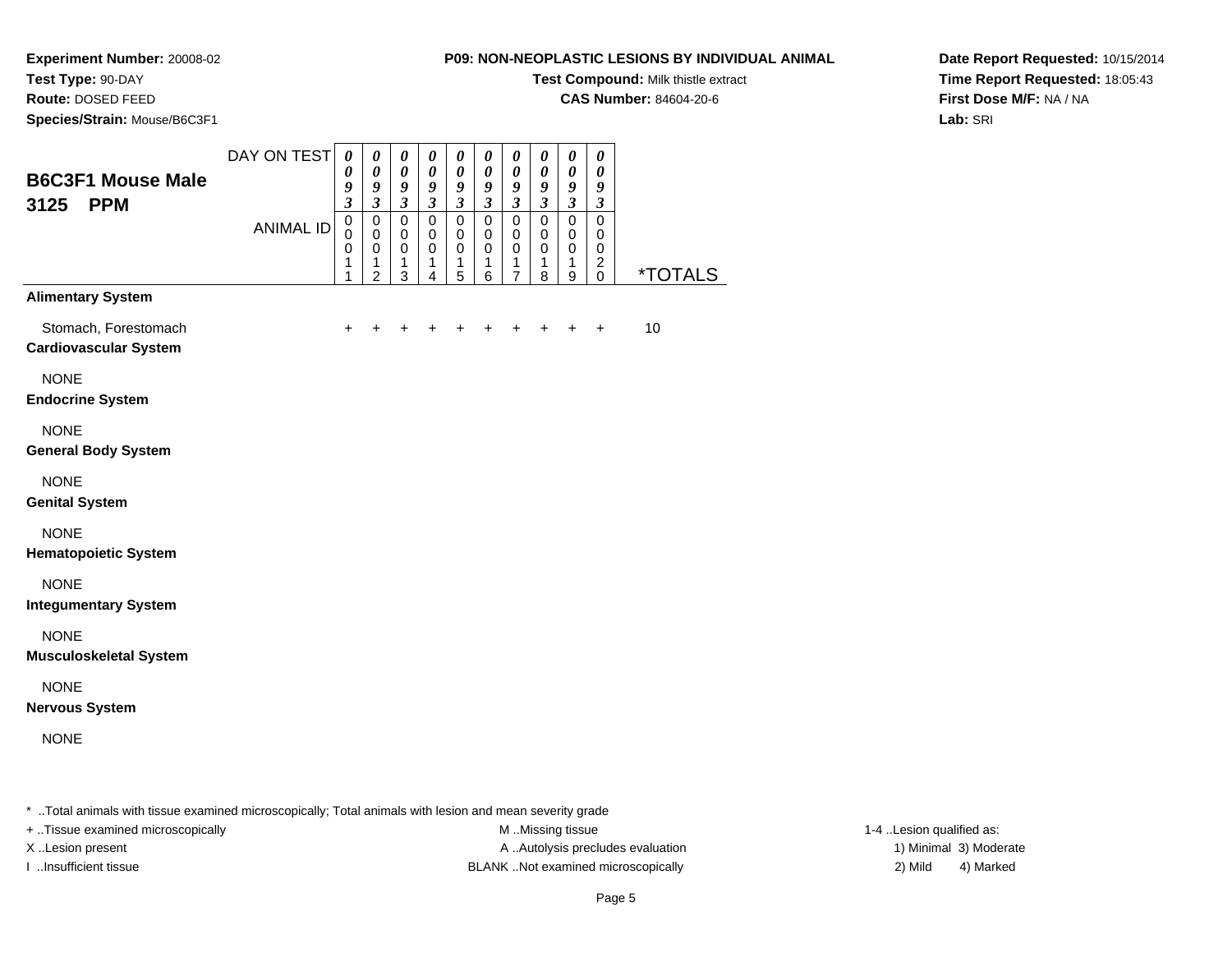**Experiment Number:** 20008-02
**Test Type:** 90-DAY
**Route:** DOSED FEED
**Species/Strain:** Mouse/B6C3F1

**P09: NON-NEOPLASTIC LESIONS BY INDIVIDUAL ANIMAL**
**Test Compound:** Milk thistle extract
**CAS Number:** 84604-20-6

**Date Report Requested:** 10/15/2014
**Time Report Requested:** 18:05:43
**First Dose M/F:** NA / NA
**Lab:** SRI

## B6C3F1 Mouse Male 3125 PPM

| DAY ON TEST | 0093 | 0093 | 0093 | 0093 | 0093 | 0093 | 0093 | 0093 | 0093 | 0093 | |
|---|---|---|---|---|---|---|---|---|---|---|---|
| ANIMAL ID | 00011 | 00012 | 00013 | 00014 | 00015 | 00016 | 00017 | 00018 | 00019 | 00020 | *TOTALS |
| **Alimentary System** | | | | | | | | | | | |
| Stomach, Forestomach | + | + | + | + | + | + | + | + | + | + | 10 |
| **Cardiovascular System** | | | | | | | | | | | |
| NONE | | | | | | | | | | | |
| **Endocrine System** | | | | | | | | | | | |
| NONE | | | | | | | | | | | |
| **General Body System** | | | | | | | | | | | |
| NONE | | | | | | | | | | | |
| **Genital System** | | | | | | | | | | | |
| NONE | | | | | | | | | | | |
| **Hematopoietic System** | | | | | | | | | | | |
| NONE | | | | | | | | | | | |
| **Integumentary System** | | | | | | | | | | | |
| NONE | | | | | | | | | | | |
| **Musculoskeletal System** | | | | | | | | | | | |
| NONE | | | | | | | | | | | |
| **Nervous System** | | | | | | | | | | | |
| NONE | | | | | | | | | | | |

* ..Total animals with tissue examined microscopically; Total animals with lesion and mean severity grade

+ ..Tissue examined microscopically
X ..Lesion present
I ..Insufficient tissue

M ..Missing tissue
A ..Autolysis precludes evaluation
BLANK ..Not examined microscopically

1-4 ..Lesion qualified as:
1) Minimal 3) Moderate
2) Mild 4) Marked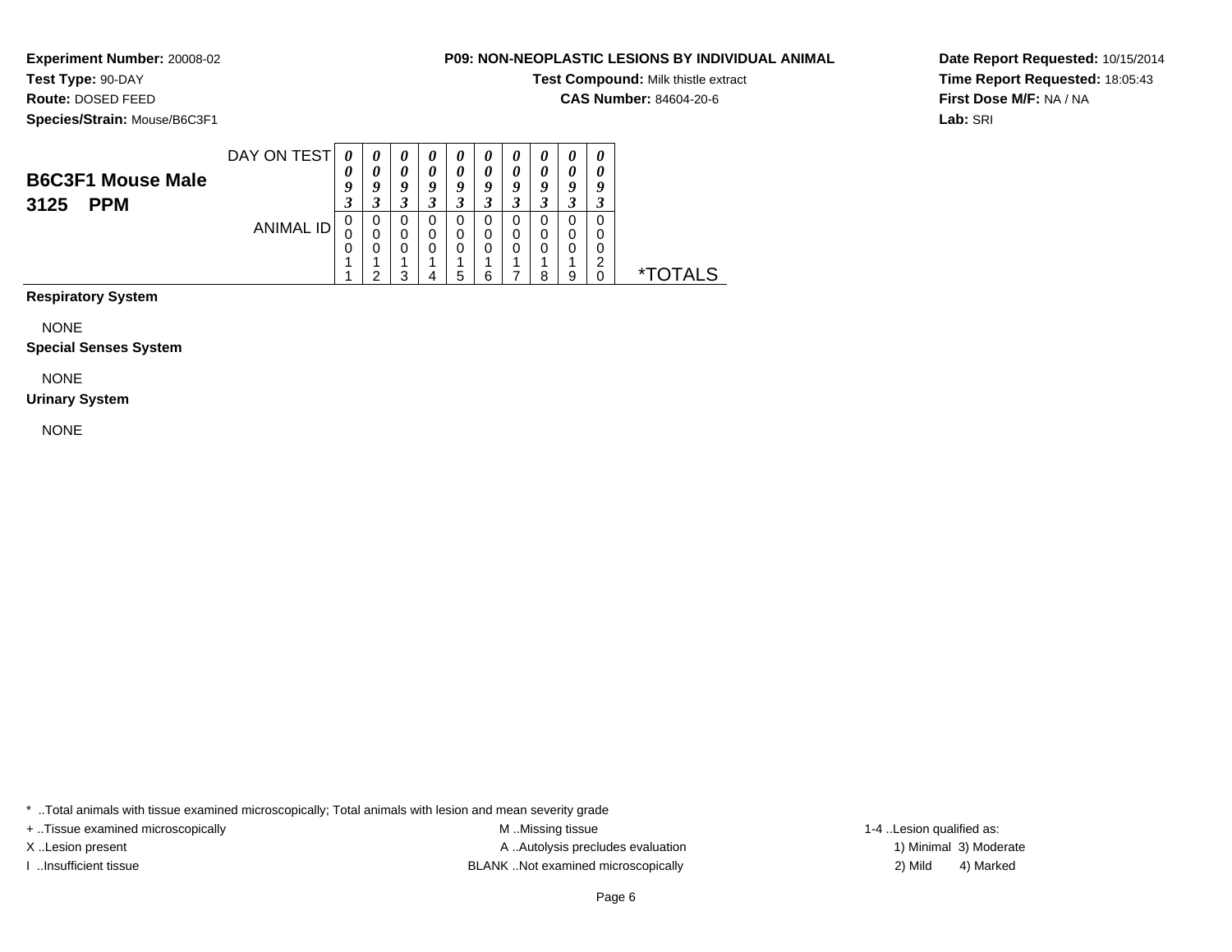**Experiment Number:** 20008-02
**Test Type:** 90-DAY
**Route:** DOSED FEED
**Species/Strain:** Mouse/B6C3F1

**P09: NON-NEOPLASTIC LESIONS BY INDIVIDUAL ANIMAL**
**Test Compound:** Milk thistle extract
**CAS Number:** 84604-20-6

**Date Report Requested:** 10/15/2014
**Time Report Requested:** 18:05:43
**First Dose M/F:** NA / NA
**Lab:** SRI

## B6C3F1 Mouse Male 3125 PPM

| DAY ON TEST | 0093 | 0093 | 0093 | 0093 | 0093 | 0093 | 0093 | 0093 | 0093 | 0093 | |
|---|---|---|---|---|---|---|---|---|---|---|---|
| ANIMAL ID | 00011 | 00012 | 00013 | 00014 | 00015 | 00016 | 00017 | 00018 | 00019 | 00020 | *TOTALS |
| **Respiratory System** | | | | | | | | | | | |
| NONE | | | | | | | | | | | |
| **Special Senses System** | | | | | | | | | | | |
| NONE | | | | | | | | | | | |
| **Urinary System** | | | | | | | | | | | |
| NONE | | | | | | | | | | | |

* ..Total animals with tissue examined microscopically; Total animals with lesion and mean severity grade
+ ..Tissue examined microscopically
X ..Lesion present
I ..Insufficient tissue
M ..Missing tissue
A ..Autolysis precludes evaluation
BLANK ..Not examined microscopically
1-4 ..Lesion qualified as:
1) Minimal 3) Moderate
2) Mild 4) Marked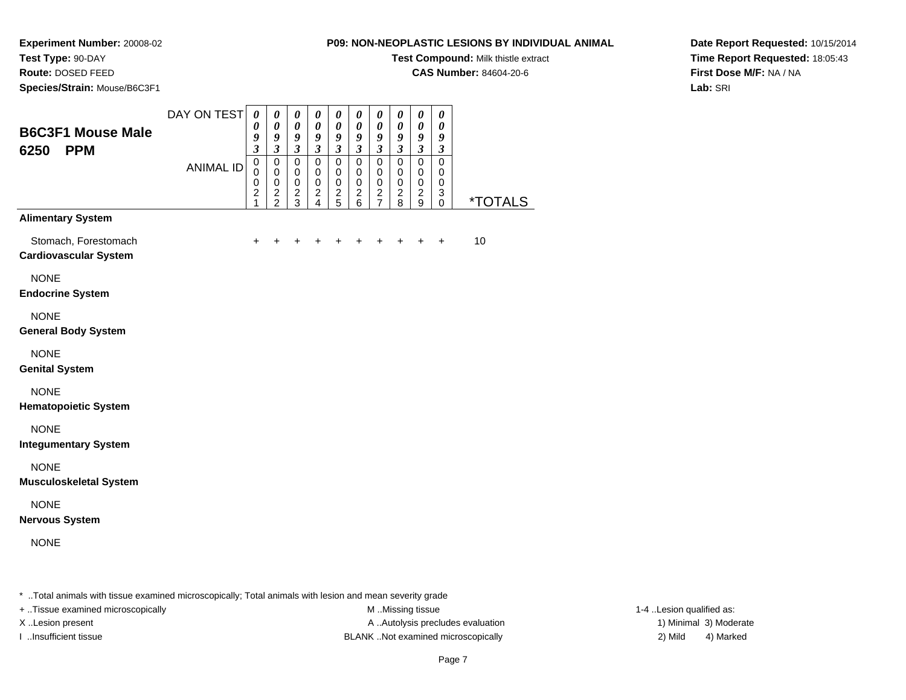**Experiment Number:** 20008-02
**Test Type:** 90-DAY
**Route:** DOSED FEED
**Species/Strain:** Mouse/B6C3F1

**P09: NON-NEOPLASTIC LESIONS BY INDIVIDUAL ANIMAL**
**Test Compound:** Milk thistle extract
**CAS Number:** 84604-20-6

**Date Report Requested:** 10/15/2014
**Time Report Requested:** 18:05:43
**First Dose M/F:** NA / NA
**Lab:** SRI

## B6C3F1 Mouse Male 6250 PPM

| DAY ON TEST | 0093 | 0093 | 0093 | 0093 | 0093 | 0093 | 0093 | 0093 | 0093 | 0093 | |
|---|---|---|---|---|---|---|---|---|---|---|---|
| ANIMAL ID | 00021 | 00022 | 00023 | 00024 | 00025 | 00026 | 00027 | 00028 | 00029 | 00030 | *TOTALS |
| **Alimentary System** | | | | | | | | | | | |
| Stomach, Forestomach | + | + | + | + | + | + | + | + | + | + | 10 |
| **Cardiovascular System** | | | | | | | | | | | |
| NONE | | | | | | | | | | | |
| **Endocrine System** | | | | | | | | | | | |
| NONE | | | | | | | | | | | |
| **General Body System** | | | | | | | | | | | |
| NONE | | | | | | | | | | | |
| **Genital System** | | | | | | | | | | | |
| NONE | | | | | | | | | | | |
| **Hematopoietic System** | | | | | | | | | | | |
| NONE | | | | | | | | | | | |
| **Integumentary System** | | | | | | | | | | | |
| NONE | | | | | | | | | | | |
| **Musculoskeletal System** | | | | | | | | | | | |
| NONE | | | | | | | | | | | |
| **Nervous System** | | | | | | | | | | | |
| NONE | | | | | | | | | | | |

* ..Total animals with tissue examined microscopically; Total animals with lesion and mean severity grade
+ ..Tissue examined microscopically
X ..Lesion present
I ..Insufficient tissue

M ..Missing tissue
A ..Autolysis precludes evaluation
BLANK ..Not examined microscopically

1-4 ..Lesion qualified as:
1) Minimal 3) Moderate
2) Mild 4) Marked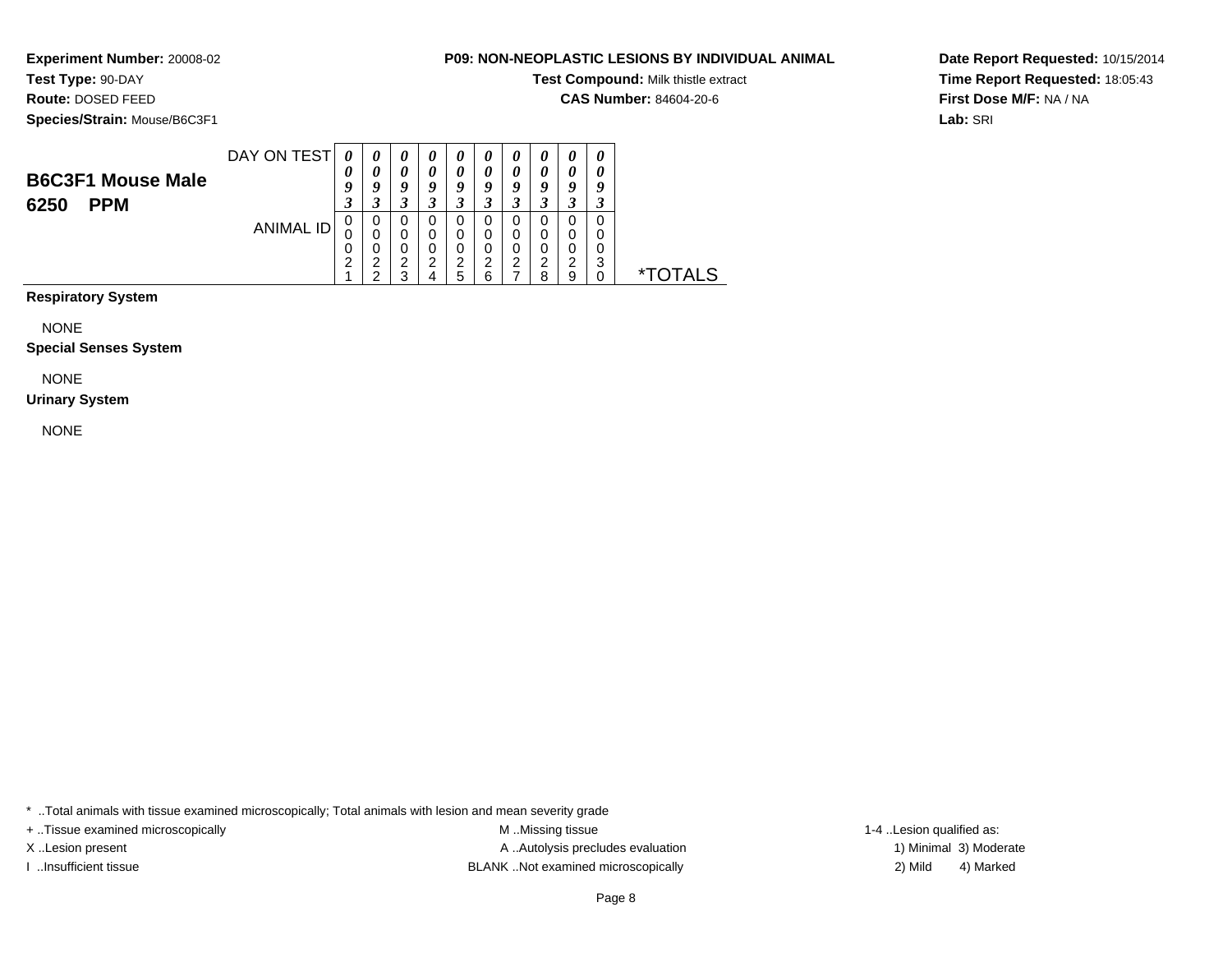**Experiment Number:** 20008-02
**Test Type:** 90-DAY
**Route:** DOSED FEED
**Species/Strain:** Mouse/B6C3F1

**P09: NON-NEOPLASTIC LESIONS BY INDIVIDUAL ANIMAL**
**Test Compound:** Milk thistle extract
**CAS Number:** 84604-20-6

**Date Report Requested:** 10/15/2014
**Time Report Requested:** 18:05:43
**First Dose M/F:** NA / NA
**Lab:** SRI

## B6C3F1 Mouse Male 6250 PPM

| DAY ON TEST | 0093 | 0093 | 0093 | 0093 | 0093 | 0093 | 0093 | 0093 | 0093 | 0093 | |
|---|---|---|---|---|---|---|---|---|---|---|---|
| ANIMAL ID | 00021 | 00022 | 00023 | 00024 | 00025 | 00026 | 00027 | 00028 | 00029 | 00030 | *TOTALS |

**Respiratory System**

NONE

**Special Senses System**

NONE

**Urinary System**

NONE

\* ..Total animals with tissue examined microscopically; Total animals with lesion and mean severity grade
+ ..Tissue examined microscopically
X ..Lesion present
I ..Insufficient tissue
M ..Missing tissue
A ..Autolysis precludes evaluation
BLANK ..Not examined microscopically
1-4 ..Lesion qualified as:
1) Minimal 2) Mild 3) Moderate 4) Marked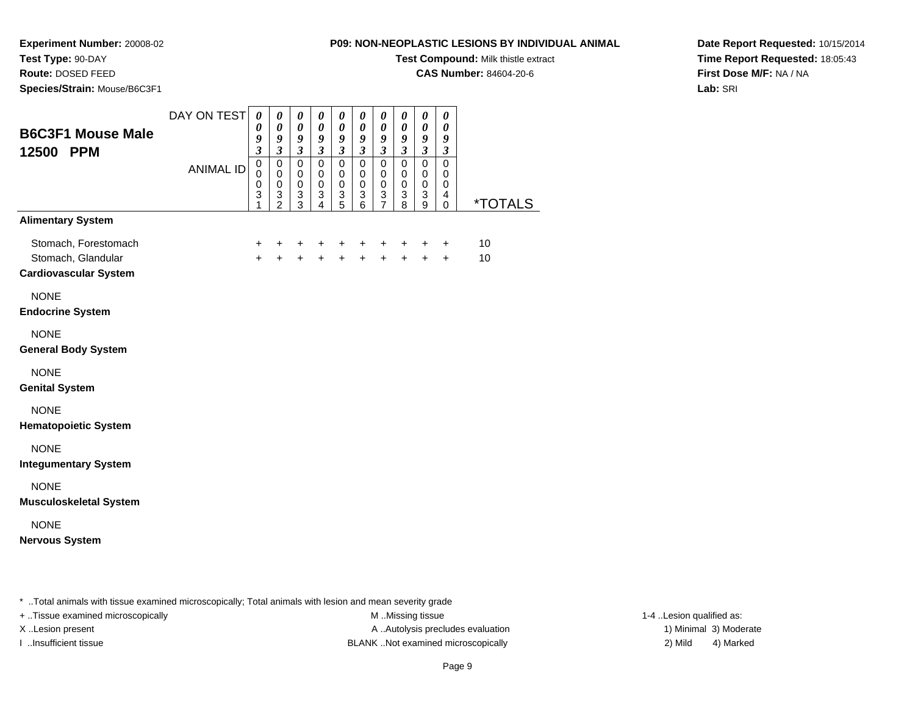**Experiment Number:** 20008-02
**Test Type:** 90-DAY
**Route:** DOSED FEED
**Species/Strain:** Mouse/B6C3F1

**P09: NON-NEOPLASTIC LESIONS BY INDIVIDUAL ANIMAL**
**Test Compound:** Milk thistle extract
**CAS Number:** 84604-20-6

**Date Report Requested:** 10/15/2014
**Time Report Requested:** 18:05:43
**First Dose M/F:** NA / NA
**Lab:** SRI

## B6C3F1 Mouse Male
## 12500 PPM

| DAY ON TEST | 0093 | 0093 | 0093 | 0093 | 0093 | 0093 | 0093 | 0093 | 0093 | 0093 | |
|---|---|---|---|---|---|---|---|---|---|---|---|
| ANIMAL ID | 00031 | 00032 | 00033 | 00034 | 00035 | 00036 | 00037 | 00038 | 00039 | 00040 | *TOTALS |
| **Alimentary System** | | | | | | | | | | | |
| Stomach, Forestomach | + | + | + | + | + | + | + | + | + | + | 10 |
| Stomach, Glandular | + | + | + | + | + | + | + | + | + | + | 10 |
| **Cardiovascular System** | | | | | | | | | | | |
| NONE | | | | | | | | | | | |
| **Endocrine System** | | | | | | | | | | | |
| NONE | | | | | | | | | | | |
| **General Body System** | | | | | | | | | | | |
| NONE | | | | | | | | | | | |
| **Genital System** | | | | | | | | | | | |
| NONE | | | | | | | | | | | |
| **Hematopoietic System** | | | | | | | | | | | |
| NONE | | | | | | | | | | | |
| **Integumentary System** | | | | | | | | | | | |
| NONE | | | | | | | | | | | |
| **Musculoskeletal System** | | | | | | | | | | | |
| NONE | | | | | | | | | | | |
| **Nervous System** | | | | | | | | | | | |

* ..Total animals with tissue examined microscopically; Total animals with lesion and mean severity grade

+ ..Tissue examined microscopically
X ..Lesion present
I ..Insufficient tissue

M ..Missing tissue
A ..Autolysis precludes evaluation
BLANK ..Not examined microscopically

1-4 ..Lesion qualified as:
1) Minimal 3) Moderate
2) Mild 4) Marked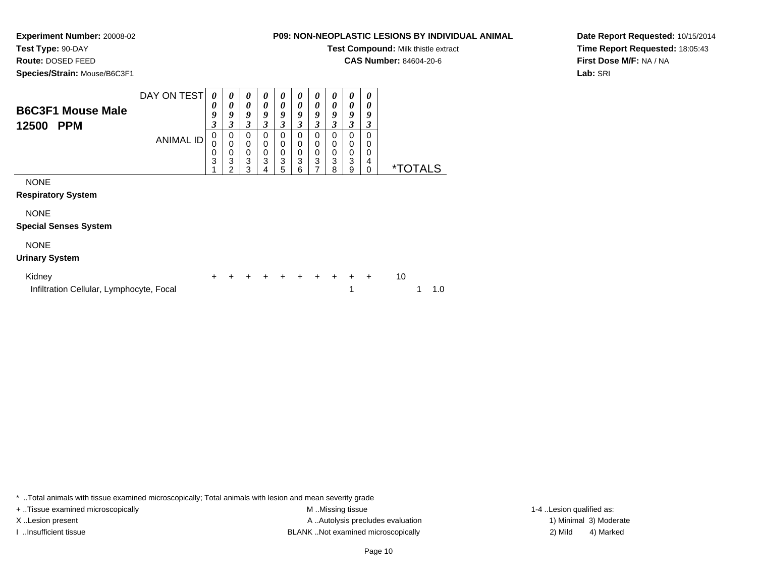**Experiment Number:** 20008-02
**Test Type:** 90-DAY
**Route:** DOSED FEED
**Species/Strain:** Mouse/B6C3F1

**P09: NON-NEOPLASTIC LESIONS BY INDIVIDUAL ANIMAL**
**Test Compound:** Milk thistle extract
**CAS Number:** 84604-20-6

**Date Report Requested:** 10/15/2014
**Time Report Requested:** 18:05:43
**First Dose M/F:** NA / NA
**Lab:** SRI

## B6C3F1 Mouse Male 12500 PPM

| DAY ON TEST | 0093 | 0093 | 0093 | 0093 | 0093 | 0093 | 0093 | 0093 | 0093 | 0093 | |
|---|---|---|---|---|---|---|---|---|---|---|---|
| ANIMAL ID | 00031 | 00032 | 00033 | 00034 | 00035 | 00036 | 00037 | 00038 | 00039 | 00040 | *TOTALS |
| NONE | | | | | | | | | | | |
| **Respiratory System** | | | | | | | | | | | |
| NONE | | | | | | | | | | | |
| **Special Senses System** | | | | | | | | | | | |
| NONE | | | | | | | | | | | |
| **Urinary System** | | | | | | | | | | | |
| Kidney | + | + | + | + | + | + | + | + | + | + | 10 |
| Infiltration Cellular, Lymphocyte, Focal | | | | | | | | | 1 | | 1 1.0 |

\* ..Total animals with tissue examined microscopically; Total animals with lesion and mean severity grade
+ ..Tissue examined microscopically
X ..Lesion present
I ..Insufficient tissue
M ..Missing tissue
A ..Autolysis precludes evaluation
BLANK ..Not examined microscopically
1-4 ..Lesion qualified as:
1) Minimal 3) Moderate
2) Mild 4) Marked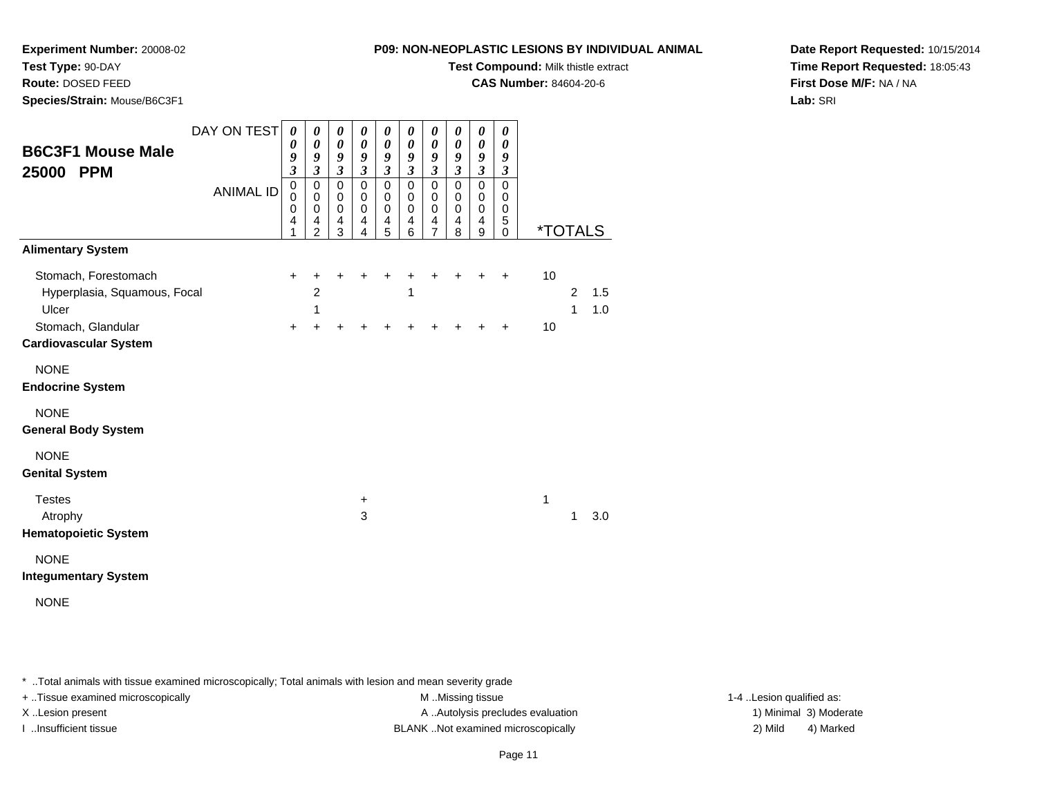**Experiment Number:** 20008-02
**Test Type:** 90-DAY
**Route:** DOSED FEED
**Species/Strain:** Mouse/B6C3F1

**P09: NON-NEOPLASTIC LESIONS BY INDIVIDUAL ANIMAL**
**Test Compound:** Milk thistle extract
**CAS Number:** 84604-20-6

**Date Report Requested:** 10/15/2014
**Time Report Requested:** 18:05:43
**First Dose M/F:** NA / NA
**Lab:** SRI

## B6C3F1 Mouse Male 25000 PPM

| DAY ON TEST | 0093 | 0093 | 0093 | 0093 | 0093 | 0093 | 0093 | 0093 | 0093 | 0093 | | | |
|---|---|---|---|---|---|---|---|---|---|---|---|---|---|
| ANIMAL ID | 00041 | 00042 | 00043 | 00044 | 00045 | 00046 | 00047 | 00048 | 00049 | 00050 | *TOTALS | | |
| **Alimentary System** | | | | | | | | | | | | | |
| Stomach, Forestomach | + | + | + | + | + | + | + | + | + | + | 10 | | |
| Hyperplasia, Squamous, Focal | | 2 | | | | 1 | | | | | | 2 | 1.5 |
| Ulcer | | 1 | | | | | | | | | | 1 | 1.0 |
| Stomach, Glandular | + | + | + | + | + | + | + | + | + | + | 10 | | |
| **Cardiovascular System** | | | | | | | | | | | | | |
| NONE | | | | | | | | | | | | | |
| **Endocrine System** | | | | | | | | | | | | | |
| NONE | | | | | | | | | | | | | |
| **General Body System** | | | | | | | | | | | | | |
| NONE | | | | | | | | | | | | | |
| **Genital System** | | | | | | | | | | | | | |
| Testes | | | | + | | | | | | | 1 | | |
| Atrophy | | | | 3 | | | | | | | | 1 | 3.0 |
| **Hematopoietic System** | | | | | | | | | | | | | |
| NONE | | | | | | | | | | | | | |
| **Integumentary System** | | | | | | | | | | | | | |
| NONE | | | | | | | | | | | | | |

* ..Total animals with tissue examined microscopically; Total animals with lesion and mean severity grade

+ ..Tissue examined microscopically
X ..Lesion present
I ..Insufficient tissue

M ..Missing tissue
A ..Autolysis precludes evaluation
BLANK ..Not examined microscopically

1-4 ..Lesion qualified as:
1) Minimal 3) Moderate
2) Mild 4) Marked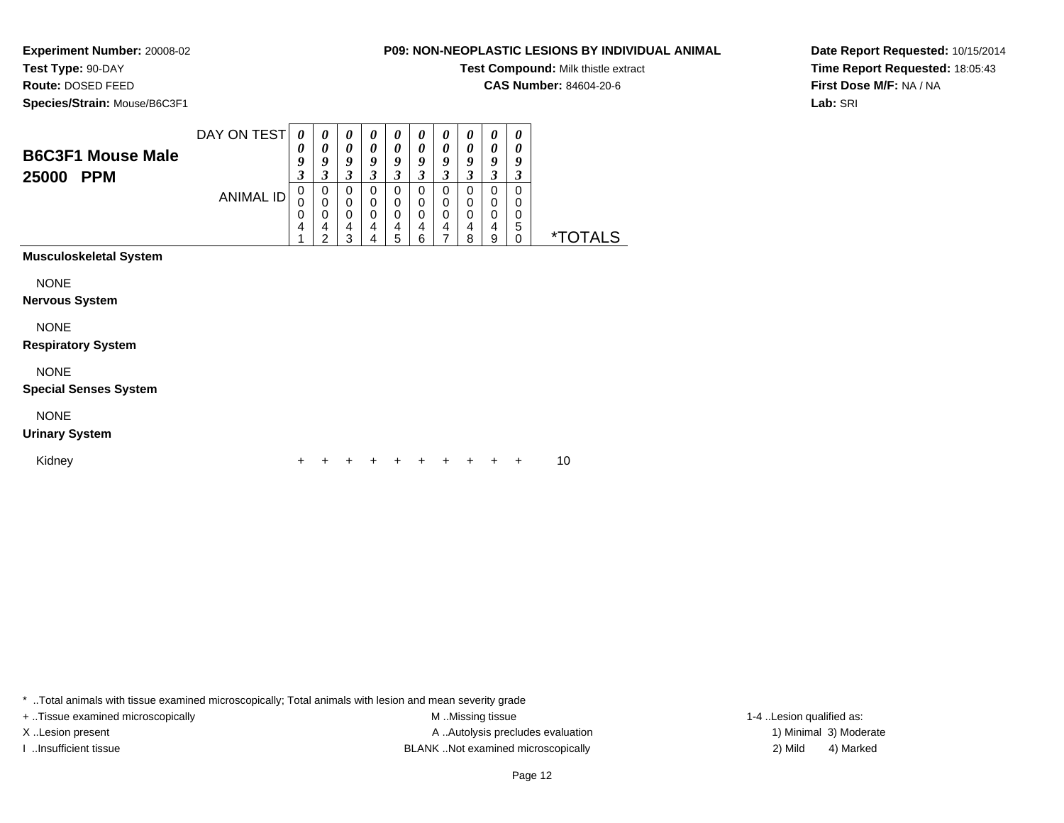**Experiment Number:** 20008-02
**Test Type:** 90-DAY
**Route:** DOSED FEED
**Species/Strain:** Mouse/B6C3F1

**P09: NON-NEOPLASTIC LESIONS BY INDIVIDUAL ANIMAL**
**Test Compound:** Milk thistle extract
**CAS Number:** 84604-20-6

**Date Report Requested:** 10/15/2014
**Time Report Requested:** 18:05:43
**First Dose M/F:** NA / NA
**Lab:** SRI

## B6C3F1 Mouse Male 25000 PPM

| DAY ON TEST | 0093 | 0093 | 0093 | 0093 | 0093 | 0093 | 0093 | 0093 | 0093 | 0093 | |
|---|---|---|---|---|---|---|---|---|---|---|---|
| ANIMAL ID | 00041 | 00042 | 00043 | 00044 | 00045 | 00046 | 00047 | 00048 | 00049 | 00050 | *TOTALS |
| **Musculoskeletal System** | | | | | | | | | | | |
| NONE | | | | | | | | | | | |
| **Nervous System** | | | | | | | | | | | |
| NONE | | | | | | | | | | | |
| **Respiratory System** | | | | | | | | | | | |
| NONE | | | | | | | | | | | |
| **Special Senses System** | | | | | | | | | | | |
| NONE | | | | | | | | | | | |
| **Urinary System** | | | | | | | | | | | |
| Kidney | + | + | + | + | + | + | + | + | + | + | 10 |

* ..Total animals with tissue examined microscopically; Total animals with lesion and mean severity grade
+ ..Tissue examined microscopically
X ..Lesion present
I ..Insufficient tissue
M ..Missing tissue
A ..Autolysis precludes evaluation
BLANK ..Not examined microscopically
1-4 ..Lesion qualified as:
1) Minimal 2) Mild 3) Moderate 4) Marked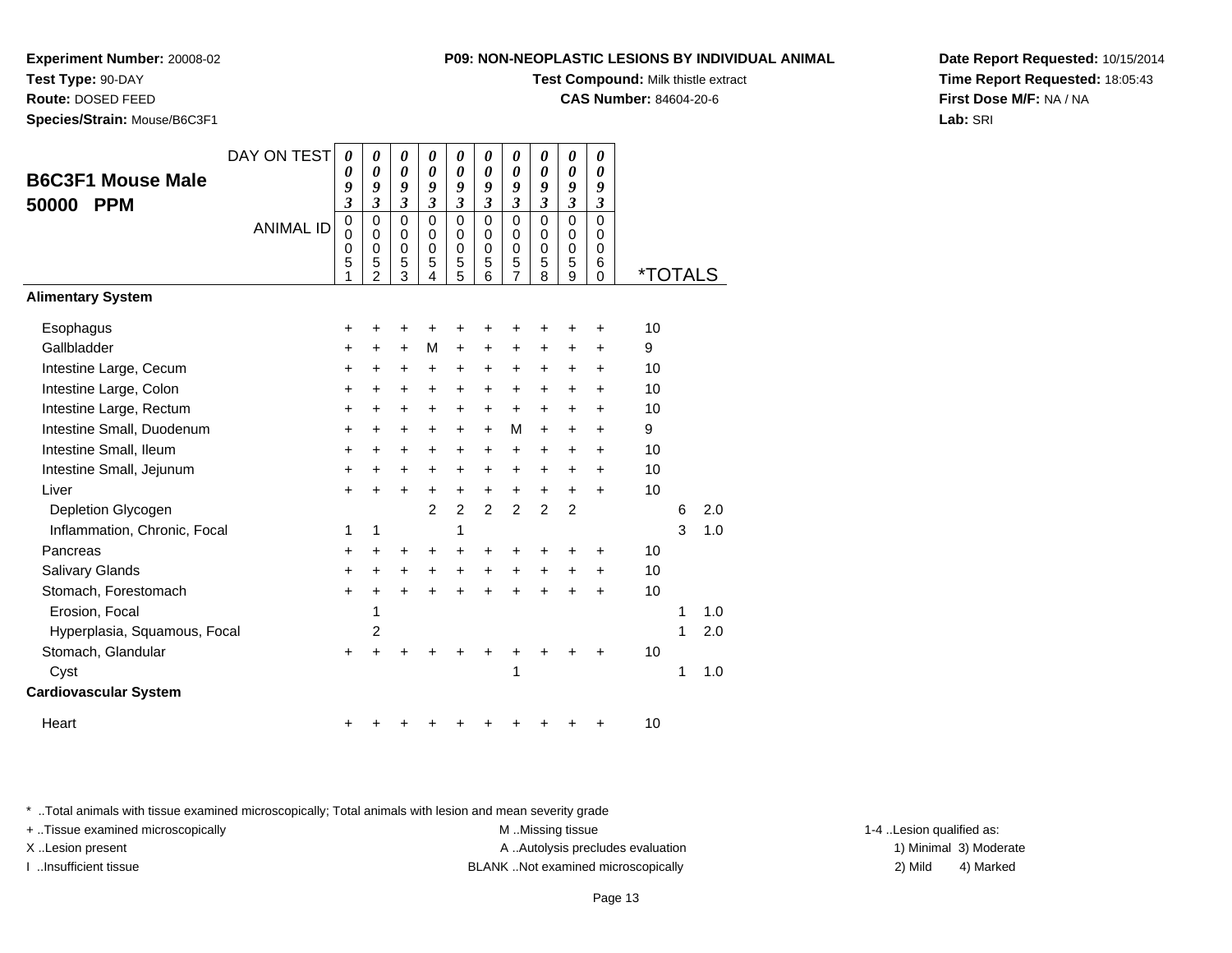**Experiment Number:** 20008-02
**Test Type:** 90-DAY
**Route:** DOSED FEED
**Species/Strain:** Mouse/B6C3F1

**P09: NON-NEOPLASTIC LESIONS BY INDIVIDUAL ANIMAL**
**Test Compound:** Milk thistle extract
**CAS Number:** 84604-20-6

**Date Report Requested:** 10/15/2014
**Time Report Requested:** 18:05:43
**First Dose M/F:** NA / NA
**Lab:** SRI

## B6C3F1 Mouse Male 50000 PPM

| DAY ON TEST | 0093 | 0093 | 0093 | 0093 | 0093 | 0093 | 0093 | 0093 | 0093 | 0093 | | | |
|---|---|---|---|---|---|---|---|---|---|---|---|---|---|
| ANIMAL ID | 00051 | 00052 | 00053 | 00054 | 00055 | 00056 | 00057 | 00058 | 00059 | 00060 | *TOTALS | | |
| **Alimentary System** | | | | | | | | | | | | | |
| Esophagus | + | + | + | + | + | + | + | + | + | + | 10 | | |
| Gallbladder | + | + | + | M | + | + | + | + | + | + | 9 | | |
| Intestine Large, Cecum | + | + | + | + | + | + | + | + | + | + | 10 | | |
| Intestine Large, Colon | + | + | + | + | + | + | + | + | + | + | 10 | | |
| Intestine Large, Rectum | + | + | + | + | + | + | + | + | + | + | 10 | | |
| Intestine Small, Duodenum | + | + | + | + | + | + | M | + | + | + | 9 | | |
| Intestine Small, Ileum | + | + | + | + | + | + | + | + | + | + | 10 | | |
| Intestine Small, Jejunum | + | + | + | + | + | + | + | + | + | + | 10 | | |
| Liver | + | + | + | + | + | + | + | + | + | + | 10 | | |
| Depletion Glycogen | | | | 2 | 2 | 2 | 2 | 2 | 2 | | | 6 | 2.0 |
| Inflammation, Chronic, Focal | 1 | 1 | | | 1 | | | | | | | 3 | 1.0 |
| Pancreas | + | + | + | + | + | + | + | + | + | + | 10 | | |
| Salivary Glands | + | + | + | + | + | + | + | + | + | + | 10 | | |
| Stomach, Forestomach | + | + | + | + | + | + | + | + | + | + | 10 | | |
| Erosion, Focal | | 1 | | | | | | | | | | 1 | 1.0 |
| Hyperplasia, Squamous, Focal | | 2 | | | | | | | | | | 1 | 2.0 |
| Stomach, Glandular | + | + | + | + | + | + | + | + | + | + | 10 | | |
| Cyst | | | | | | | 1 | | | | | 1 | 1.0 |
| **Cardiovascular System** | | | | | | | | | | | | | |
| Heart | + | + | + | + | + | + | + | + | + | + | 10 | | |

* ..Total animals with tissue examined microscopically; Total animals with lesion and mean severity grade
+ ..Tissue examined microscopically
X ..Lesion present
I ..Insufficient tissue
M ..Missing tissue
A ..Autolysis precludes evaluation
BLANK ..Not examined microscopically
1-4 ..Lesion qualified as:
1) Minimal 2) Mild 3) Moderate 4) Marked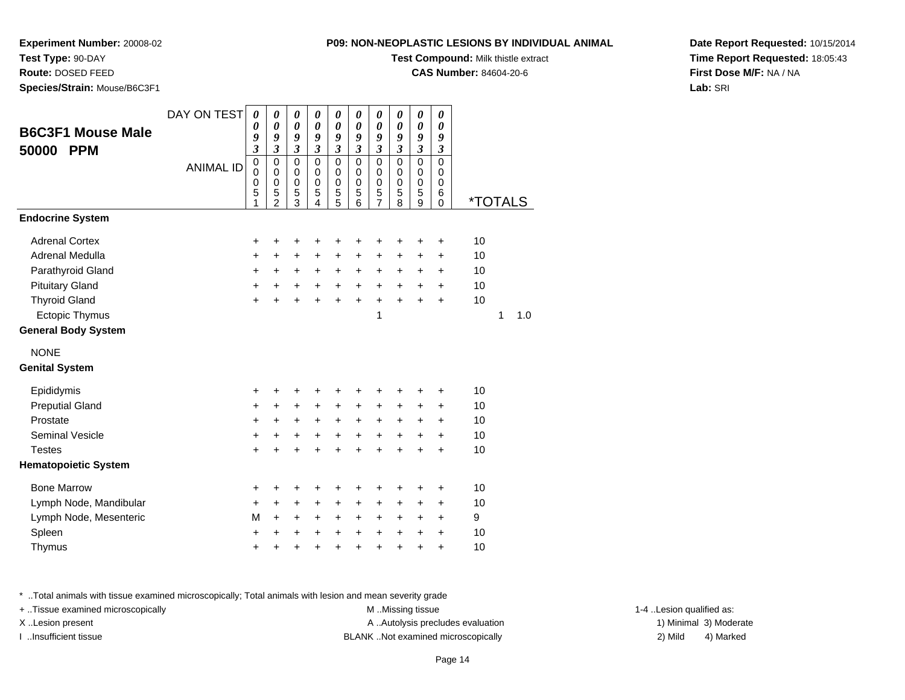**Experiment Number:** 20008-02
**Test Type:** 90-DAY
**Route:** DOSED FEED
**Species/Strain:** Mouse/B6C3F1

**P09: NON-NEOPLASTIC LESIONS BY INDIVIDUAL ANIMAL**
**Test Compound:** Milk thistle extract
**CAS Number:** 84604-20-6

**Date Report Requested:** 10/15/2014
**Time Report Requested:** 18:05:43
**First Dose M/F:** NA / NA
**Lab:** SRI

## B6C3F1 Mouse Male 50000 PPM

| DAY ON TEST | 0093 | 0093 | 0093 | 0093 | 0093 | 0093 | 0093 | 0093 | 0093 | 0093 | | |
|---|---|---|---|---|---|---|---|---|---|---|---|---|
| **ANIMAL ID** | 00051 | 00052 | 00053 | 00054 | 00055 | 00056 | 00057 | 00058 | 00059 | 00060 | ***TOTALS** | |
| **Endocrine System** | | | | | | | | | | | | |
| Adrenal Cortex | + | + | + | + | + | + | + | + | + | + | 10 | |
| Adrenal Medulla | + | + | + | + | + | + | + | + | + | + | 10 | |
| Parathyroid Gland | + | + | + | + | + | + | + | + | + | + | 10 | |
| Pituitary Gland | + | + | + | + | + | + | + | + | + | + | 10 | |
| Thyroid Gland | + | + | + | + | + | + | + | + | + | + | 10 | |
| Ectopic Thymus | | | | | | | 1 | | | | 1 | 1.0 |
| **General Body System** | | | | | | | | | | | | |
| NONE | | | | | | | | | | | | |
| **Genital System** | | | | | | | | | | | | |
| Epididymis | + | + | + | + | + | + | + | + | + | + | 10 | |
| Preputial Gland | + | + | + | + | + | + | + | + | + | + | 10 | |
| Prostate | + | + | + | + | + | + | + | + | + | + | 10 | |
| Seminal Vesicle | + | + | + | + | + | + | + | + | + | + | 10 | |
| Testes | + | + | + | + | + | + | + | + | + | + | 10 | |
| **Hematopoietic System** | | | | | | | | | | | | |
| Bone Marrow | + | + | + | + | + | + | + | + | + | + | 10 | |
| Lymph Node, Mandibular | + | + | + | + | + | + | + | + | + | + | 10 | |
| Lymph Node, Mesenteric | M | + | + | + | + | + | + | + | + | + | 9 | |
| Spleen | + | + | + | + | + | + | + | + | + | + | 10 | |
| Thymus | + | + | + | + | + | + | + | + | + | + | 10 | |

* ..Total animals with tissue examined microscopically; Total animals with lesion and mean severity grade
+ ..Tissue examined microscopically
X ..Lesion present
I ..Insufficient tissue
M ..Missing tissue
A ..Autolysis precludes evaluation
BLANK ..Not examined microscopically
1-4 ..Lesion qualified as: 1) Minimal 2) Mild 3) Moderate 4) Marked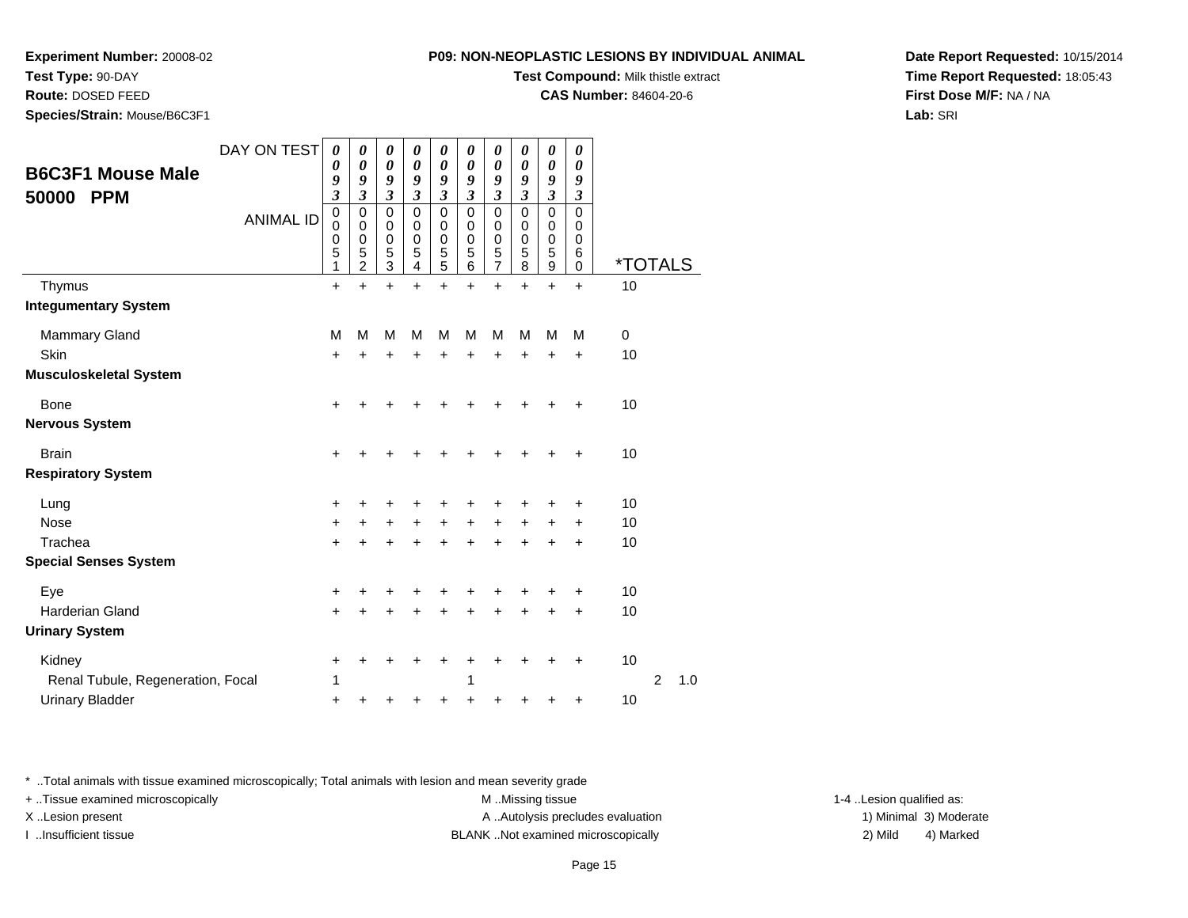**Experiment Number:** 20008-02
**Test Type:** 90-DAY
**Route:** DOSED FEED
**Species/Strain:** Mouse/B6C3F1

**P09: NON-NEOPLASTIC LESIONS BY INDIVIDUAL ANIMAL**
**Test Compound:** Milk thistle extract
**CAS Number:** 84604-20-6

**Date Report Requested:** 10/15/2014
**Time Report Requested:** 18:05:43
**First Dose M/F:** NA / NA
**Lab:** SRI

## B6C3F1 Mouse Male 50000 PPM

| DAY ON TEST | 0093 | 0093 | 0093 | 0093 | 0093 | 0093 | 0093 | 0093 | 0093 | 0093 | | | |
|---|---|---|---|---|---|---|---|---|---|---|---|---|---|
| ANIMAL ID | 00051 | 00052 | 00053 | 00054 | 00055 | 00056 | 00057 | 00058 | 00059 | 00060 | *TOTALS | | |
| Thymus | + | + | + | + | + | + | + | + | + | + | 10 | | |
| **Integumentary System** | | | | | | | | | | | | | |
| Mammary Gland | M | M | M | M | M | M | M | M | M | M | 0 | | |
| Skin | + | + | + | + | + | + | + | + | + | + | 10 | | |
| **Musculoskeletal System** | | | | | | | | | | | | | |
| Bone | + | + | + | + | + | + | + | + | + | + | 10 | | |
| **Nervous System** | | | | | | | | | | | | | |
| Brain | + | + | + | + | + | + | + | + | + | + | 10 | | |
| **Respiratory System** | | | | | | | | | | | | | |
| Lung | + | + | + | + | + | + | + | + | + | + | 10 | | |
| Nose | + | + | + | + | + | + | + | + | + | + | 10 | | |
| Trachea | + | + | + | + | + | + | + | + | + | + | 10 | | |
| **Special Senses System** | | | | | | | | | | | | | |
| Eye | + | + | + | + | + | + | + | + | + | + | 10 | | |
| Harderian Gland | + | + | + | + | + | + | + | + | + | + | 10 | | |
| **Urinary System** | | | | | | | | | | | | | |
| Kidney | + | + | + | + | + | + | + | + | + | + | 10 | | |
| Renal Tubule, Regeneration, Focal | 1 | | | | | 1 | | | | | | 2 | 1.0 |
| Urinary Bladder | + | + | + | + | + | + | + | + | + | + | 10 | | |

* ..Total animals with tissue examined microscopically; Total animals with lesion and mean severity grade
+ ..Tissue examined microscopically
X ..Lesion present
I ..Insufficient tissue

M ..Missing tissue
A ..Autolysis precludes evaluation
BLANK ..Not examined microscopically

1-4 ..Lesion qualified as:
1) Minimal 3) Moderate
2) Mild 4) Marked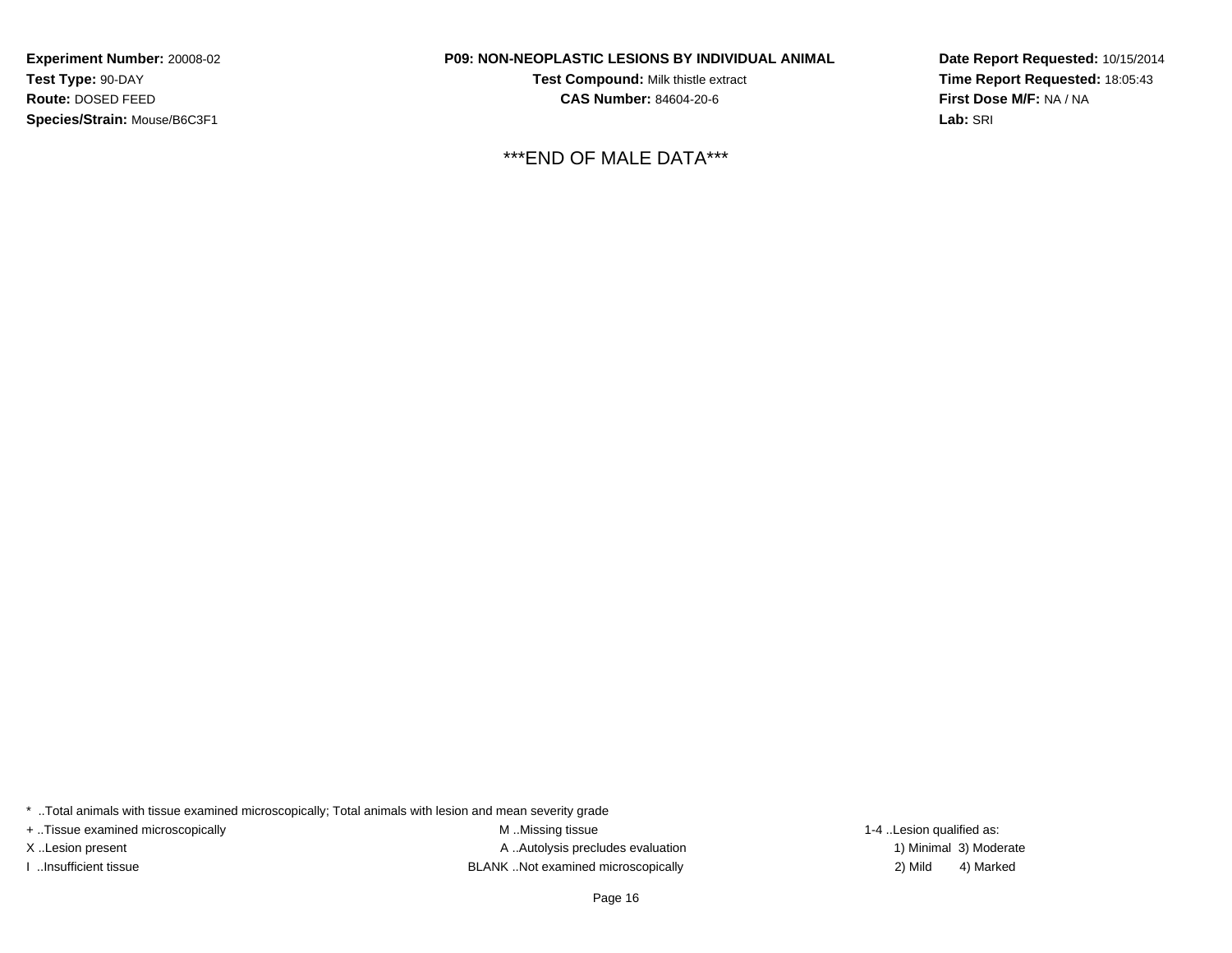**Experiment Number:** 20008-02
**Test Type:** 90-DAY
**Route:** DOSED FEED
**Species/Strain:** Mouse/B6C3F1

**P09: NON-NEOPLASTIC LESIONS BY INDIVIDUAL ANIMAL**
**Test Compound:** Milk thistle extract
**CAS Number:** 84604-20-6

**Date Report Requested:** 10/15/2014
**Time Report Requested:** 18:05:43
**First Dose M/F:** NA / NA
**Lab:** SRI

***END OF MALE DATA***

* ..Total animals with tissue examined microscopically; Total animals with lesion and mean severity grade
+ ..Tissue examined microscopically
X ..Lesion present
I ..Insufficient tissue

M ..Missing tissue
A ..Autolysis precludes evaluation
BLANK ..Not examined microscopically

1-4 ..Lesion qualified as:
1) Minimal 3) Moderate
2) Mild 4) Marked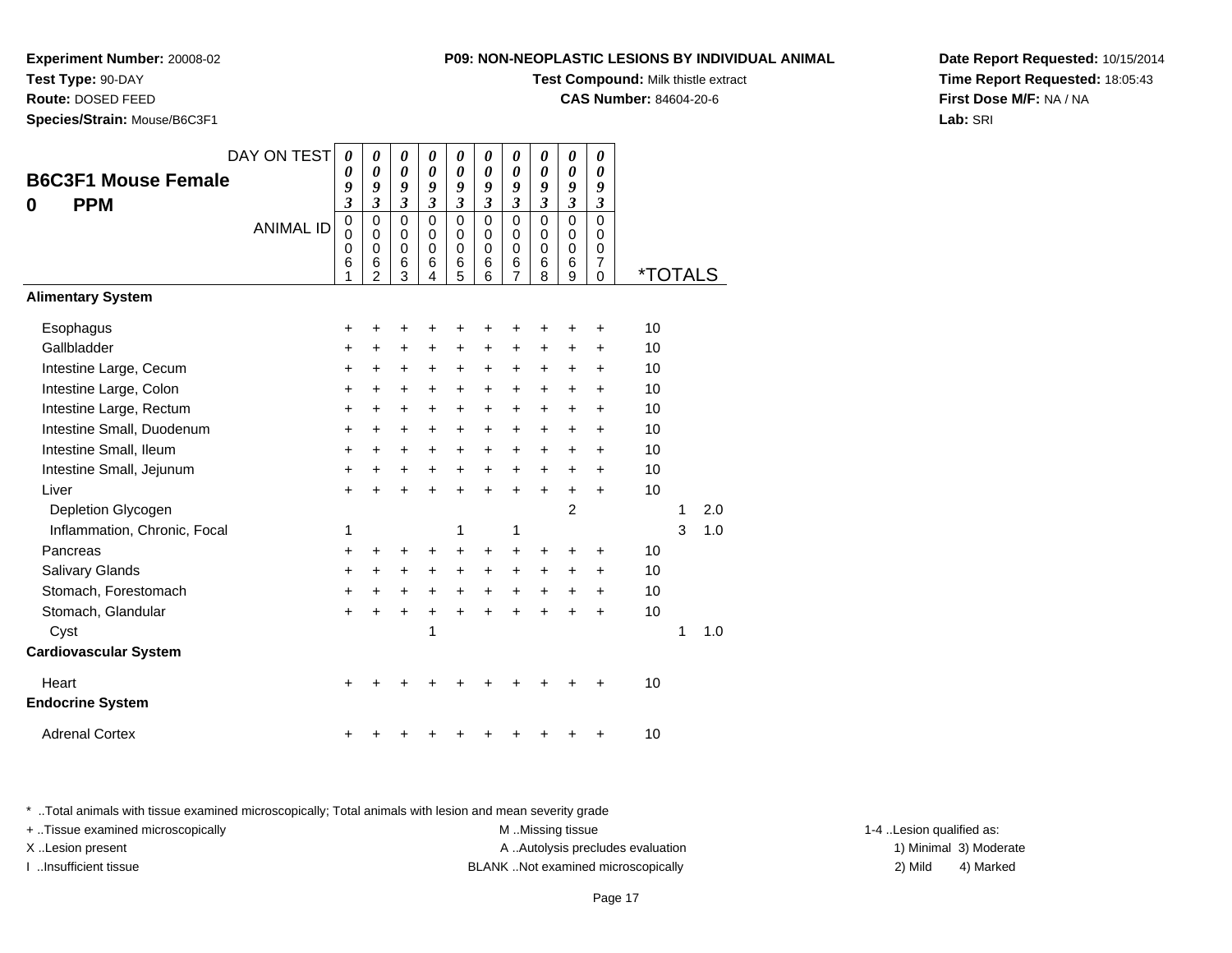**Experiment Number:** 20008-02
**Test Type:** 90-DAY
**Route:** DOSED FEED
**Species/Strain:** Mouse/B6C3F1

**P09: NON-NEOPLASTIC LESIONS BY INDIVIDUAL ANIMAL**
**Test Compound:** Milk thistle extract
**CAS Number:** 84604-20-6

**Date Report Requested:** 10/15/2014
**Time Report Requested:** 18:05:43
**First Dose M/F:** NA / NA
**Lab:** SRI

## B6C3F1 Mouse Female
## 0 PPM

| DAY ON TEST | 0093 | 0093 | 0093 | 0093 | 0093 | 0093 | 0093 | 0093 | 0093 | 0093 | | | |
|---|---|---|---|---|---|---|---|---|---|---|---|---|---|
| **ANIMAL ID** | 00061 | 00062 | 00063 | 00064 | 00065 | 00066 | 00067 | 00068 | 00069 | 00070 | ***TOTALS** | | |
| **Alimentary System** | | | | | | | | | | | | | |
| Esophagus | + | + | + | + | + | + | + | + | + | + | 10 | | |
| Gallbladder | + | + | + | + | + | + | + | + | + | + | 10 | | |
| Intestine Large, Cecum | + | + | + | + | + | + | + | + | + | + | 10 | | |
| Intestine Large, Colon | + | + | + | + | + | + | + | + | + | + | 10 | | |
| Intestine Large, Rectum | + | + | + | + | + | + | + | + | + | + | 10 | | |
| Intestine Small, Duodenum | + | + | + | + | + | + | + | + | + | + | 10 | | |
| Intestine Small, Ileum | + | + | + | + | + | + | + | + | + | + | 10 | | |
| Intestine Small, Jejunum | + | + | + | + | + | + | + | + | + | + | 10 | | |
| Liver | + | + | + | + | + | + | + | + | + | + | 10 | | |
| Depletion Glycogen | | | | | | | | | 2 | | | 1 | 2.0 |
| Inflammation, Chronic, Focal | 1 | | | | 1 | | 1 | | | | | 3 | 1.0 |
| Pancreas | + | + | + | + | + | + | + | + | + | + | 10 | | |
| Salivary Glands | + | + | + | + | + | + | + | + | + | + | 10 | | |
| Stomach, Forestomach | + | + | + | + | + | + | + | + | + | + | 10 | | |
| Stomach, Glandular | + | + | + | + | + | + | + | + | + | + | 10 | | |
| Cyst | | | | 1 | | | | | | | | 1 | 1.0 |
| **Cardiovascular System** | | | | | | | | | | | | | |
| Heart | + | + | + | + | + | + | + | + | + | + | 10 | | |
| **Endocrine System** | | | | | | | | | | | | | |
| Adrenal Cortex | + | + | + | + | + | + | + | + | + | + | 10 | | |

* ..Total animals with tissue examined microscopically; Total animals with lesion and mean severity grade
+ ..Tissue examined microscopically
X ..Lesion present
I ..Insufficient tissue

M ..Missing tissue
A ..Autolysis precludes evaluation
BLANK ..Not examined microscopically

1-4 ..Lesion qualified as:
1) Minimal 3) Moderate
2) Mild 4) Marked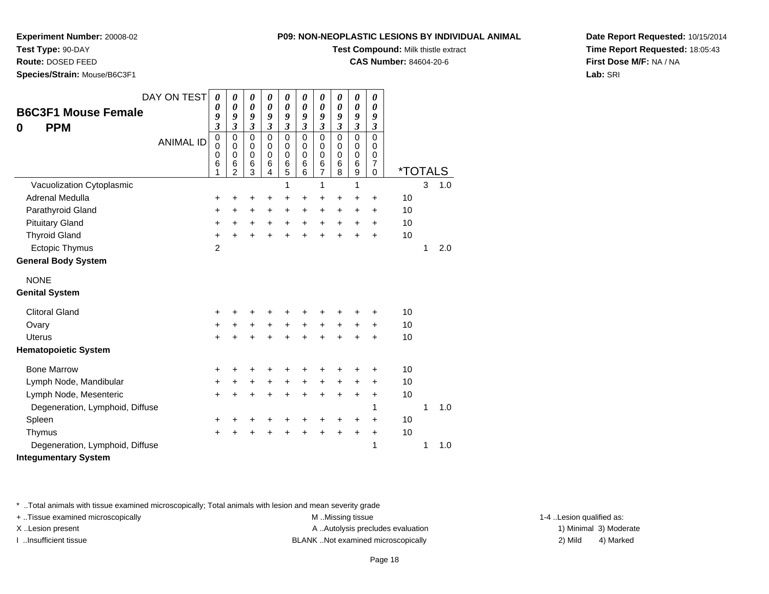**Experiment Number:** 20008-02
**Test Type:** 90-DAY
**Route:** DOSED FEED
**Species/Strain:** Mouse/B6C3F1

**P09: NON-NEOPLASTIC LESIONS BY INDIVIDUAL ANIMAL**
**Test Compound:** Milk thistle extract
**CAS Number:** 84604-20-6

**Date Report Requested:** 10/15/2014
**Time Report Requested:** 18:05:43
**First Dose M/F:** NA / NA
**Lab:** SRI

## B6C3F1 Mouse Female
## 0 PPM

| DAY ON TEST | 0093 | 0093 | 0093 | 0093 | 0093 | 0093 | 0093 | 0093 | 0093 | 0093 | *TOTALS | | |
|---|---|---|---|---|---|---|---|---|---|---|---|---|---|
| ANIMAL ID | 00061 | 00062 | 00063 | 00064 | 00065 | 00066 | 00067 | 00068 | 00069 | 00070 | | | |
| Vacuolization Cytoplasmic | | | | | 1 | | 1 | | 1 | | | 3 | 1.0 |
| Adrenal Medulla | + | + | + | + | + | + | + | + | + | + | 10 | | |
| Parathyroid Gland | + | + | + | + | + | + | + | + | + | + | 10 | | |
| Pituitary Gland | + | + | + | + | + | + | + | + | + | + | 10 | | |
| Thyroid Gland | + | + | + | + | + | + | + | + | + | + | 10 | | |
| Ectopic Thymus | 2 | | | | | | | | | | | 1 | 2.0 |
| **General Body System** | | | | | | | | | | | | | |
| NONE | | | | | | | | | | | | | |
| **Genital System** | | | | | | | | | | | | | |
| Clitoral Gland | + | + | + | + | + | + | + | + | + | + | 10 | | |
| Ovary | + | + | + | + | + | + | + | + | + | + | 10 | | |
| Uterus | + | + | + | + | + | + | + | + | + | + | 10 | | |
| **Hematopoietic System** | | | | | | | | | | | | | |
| Bone Marrow | + | + | + | + | + | + | + | + | + | + | 10 | | |
| Lymph Node, Mandibular | + | + | + | + | + | + | + | + | + | + | 10 | | |
| Lymph Node, Mesenteric | + | + | + | + | + | + | + | + | + | + | 10 | | |
| Degeneration, Lymphoid, Diffuse | | | | | | | | | | 1 | | 1 | 1.0 |
| Spleen | + | + | + | + | + | + | + | + | + | + | 10 | | |
| Thymus | + | + | + | + | + | + | + | + | + | + | 10 | | |
| Degeneration, Lymphoid, Diffuse | | | | | | | | | | 1 | | 1 | 1.0 |
| **Integumentary System** | | | | | | | | | | | | | |

* ..Total animals with tissue examined microscopically; Total animals with lesion and mean severity grade
+ ..Tissue examined microscopically
X ..Lesion present
I ..Insufficient tissue

M ..Missing tissue
A ..Autolysis precludes evaluation
BLANK ..Not examined microscopically

1-4 ..Lesion qualified as:
1) Minimal 3) Moderate
2) Mild 4) Marked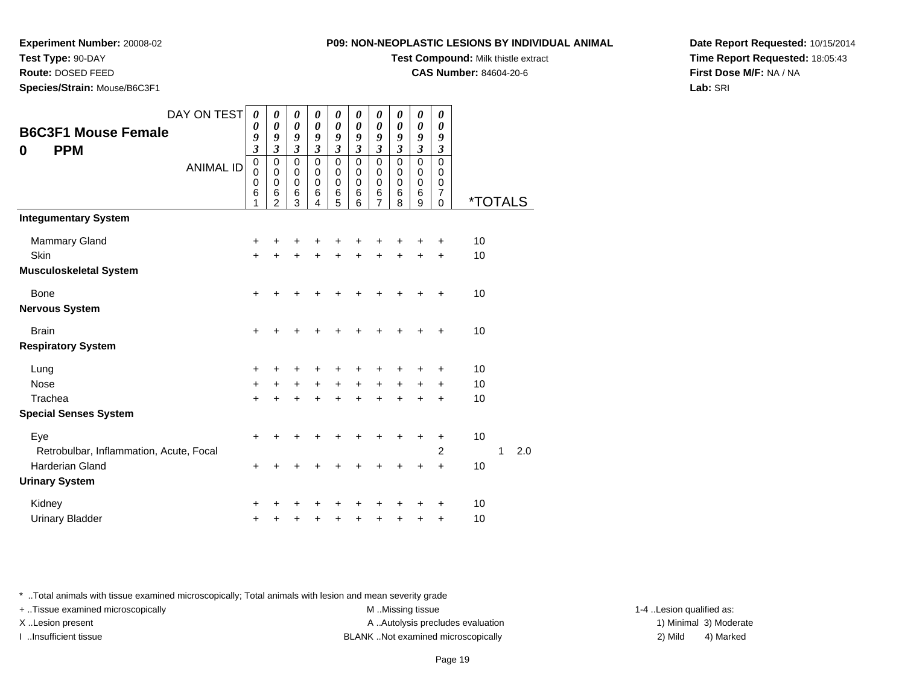**Experiment Number:** 20008-02
**Test Type:** 90-DAY
**Route:** DOSED FEED
**Species/Strain:** Mouse/B6C3F1

**P09: NON-NEOPLASTIC LESIONS BY INDIVIDUAL ANIMAL**
**Test Compound:** Milk thistle extract
**CAS Number:** 84604-20-6

**Date Report Requested:** 10/15/2014
**Time Report Requested:** 18:05:43
**First Dose M/F:** NA / NA
**Lab:** SRI

## B6C3F1 Mouse Female
## 0 PPM

| DAY ON TEST | 0093 | 0093 | 0093 | 0093 | 0093 | 0093 | 0093 | 0093 | 0093 | 0093 | | | |
|---|---|---|---|---|---|---|---|---|---|---|---|---|---|
| ANIMAL ID | 00061 | 00062 | 00063 | 00064 | 00065 | 00066 | 00067 | 00068 | 00069 | 00070 | *TOTALS | | |
| **Integumentary System** | | | | | | | | | | | | | |
| Mammary Gland | + | + | + | + | + | + | + | + | + | + | 10 | | |
| Skin | + | + | + | + | + | + | + | + | + | + | 10 | | |
| **Musculoskeletal System** | | | | | | | | | | | | | |
| Bone | + | + | + | + | + | + | + | + | + | + | 10 | | |
| **Nervous System** | | | | | | | | | | | | | |
| Brain | + | + | + | + | + | + | + | + | + | + | 10 | | |
| **Respiratory System** | | | | | | | | | | | | | |
| Lung | + | + | + | + | + | + | + | + | + | + | 10 | | |
| Nose | + | + | + | + | + | + | + | + | + | + | 10 | | |
| Trachea | + | + | + | + | + | + | + | + | + | + | 10 | | |
| **Special Senses System** | | | | | | | | | | | | | |
| Eye | + | + | + | + | + | + | + | + | + | + | 10 | | |
| Retrobulbar, Inflammation, Acute, Focal | | | | | | | | | | 2 | | 1 | 2.0 |
| Harderian Gland | + | + | + | + | + | + | + | + | + | + | 10 | | |
| **Urinary System** | | | | | | | | | | | | | |
| Kidney | + | + | + | + | + | + | + | + | + | + | 10 | | |
| Urinary Bladder | + | + | + | + | + | + | + | + | + | + | 10 | | |

\* ..Total animals with tissue examined microscopically; Total animals with lesion and mean severity grade
+ ..Tissue examined microscopically
X ..Lesion present
I ..Insufficient tissue
M ..Missing tissue
A ..Autolysis precludes evaluation
BLANK ..Not examined microscopically
1-4 ..Lesion qualified as:
1) Minimal 3) Moderate
2) Mild 4) Marked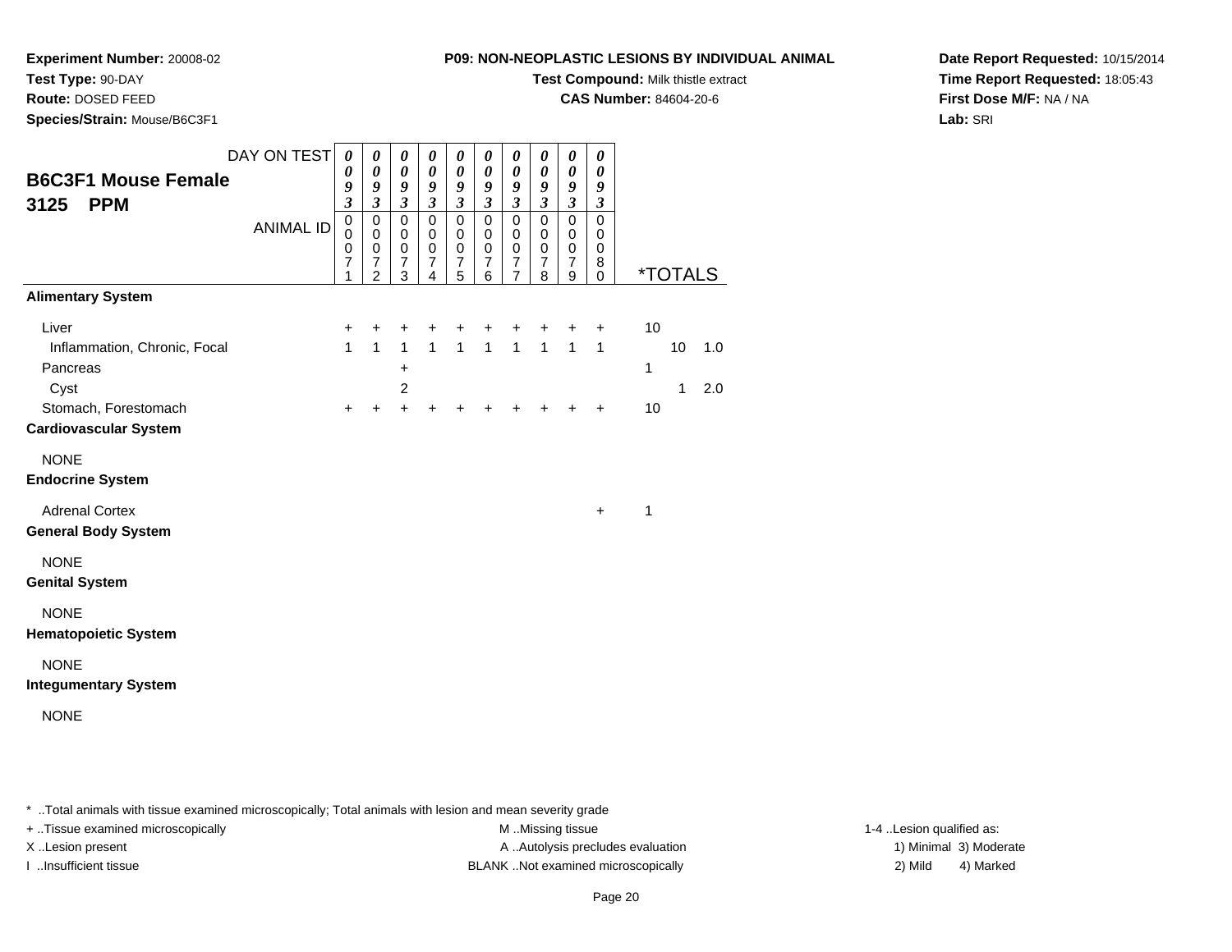**Experiment Number:** 20008-02
**Test Type:** 90-DAY
**Route:** DOSED FEED
**Species/Strain:** Mouse/B6C3F1

**P09: NON-NEOPLASTIC LESIONS BY INDIVIDUAL ANIMAL**
**Test Compound:** Milk thistle extract
**CAS Number:** 84604-20-6

**Date Report Requested:** 10/15/2014
**Time Report Requested:** 18:05:43
**First Dose M/F:** NA / NA
**Lab:** SRI

## B6C3F1 Mouse Female 3125 PPM

| DAY ON TEST | 0093 | 0093 | 0093 | 0093 | 0093 | 0093 | 0093 | 0093 | 0093 | 0093 | | | |
|---|---|---|---|---|---|---|---|---|---|---|---|---|---|
| ANIMAL ID | 00071 | 00072 | 00073 | 00074 | 00075 | 00076 | 00077 | 00078 | 00079 | 00080 | *TOTALS | | |
| **Alimentary System** | | | | | | | | | | | | | |
| Liver | + | + | + | + | + | + | + | + | + | + | 10 | | |
| Inflammation, Chronic, Focal | 1 | 1 | 1 | 1 | 1 | 1 | 1 | 1 | 1 | 1 | | 10 | 1.0 |
| Pancreas | | | + | | | | | | | | 1 | | |
| Cyst | | | 2 | | | | | | | | | 1 | 2.0 |
| Stomach, Forestomach | + | + | + | + | + | + | + | + | + | + | 10 | | |
| **Cardiovascular System** | | | | | | | | | | | | | |
| NONE | | | | | | | | | | | | | |
| **Endocrine System** | | | | | | | | | | | | | |
| Adrenal Cortex | | | | | | | | | | + | 1 | | |
| **General Body System** | | | | | | | | | | | | | |
| NONE | | | | | | | | | | | | | |
| **Genital System** | | | | | | | | | | | | | |
| NONE | | | | | | | | | | | | | |
| **Hematopoietic System** | | | | | | | | | | | | | |
| NONE | | | | | | | | | | | | | |
| **Integumentary System** | | | | | | | | | | | | | |
| NONE | | | | | | | | | | | | | |

* ..Total animals with tissue examined microscopically; Total animals with lesion and mean severity grade

+ ..Tissue examined microscopically
X ..Lesion present
I ..Insufficient tissue

M ..Missing tissue
A ..Autolysis precludes evaluation
BLANK ..Not examined microscopically

1-4 ..Lesion qualified as:
1) Minimal 3) Moderate
2) Mild 4) Marked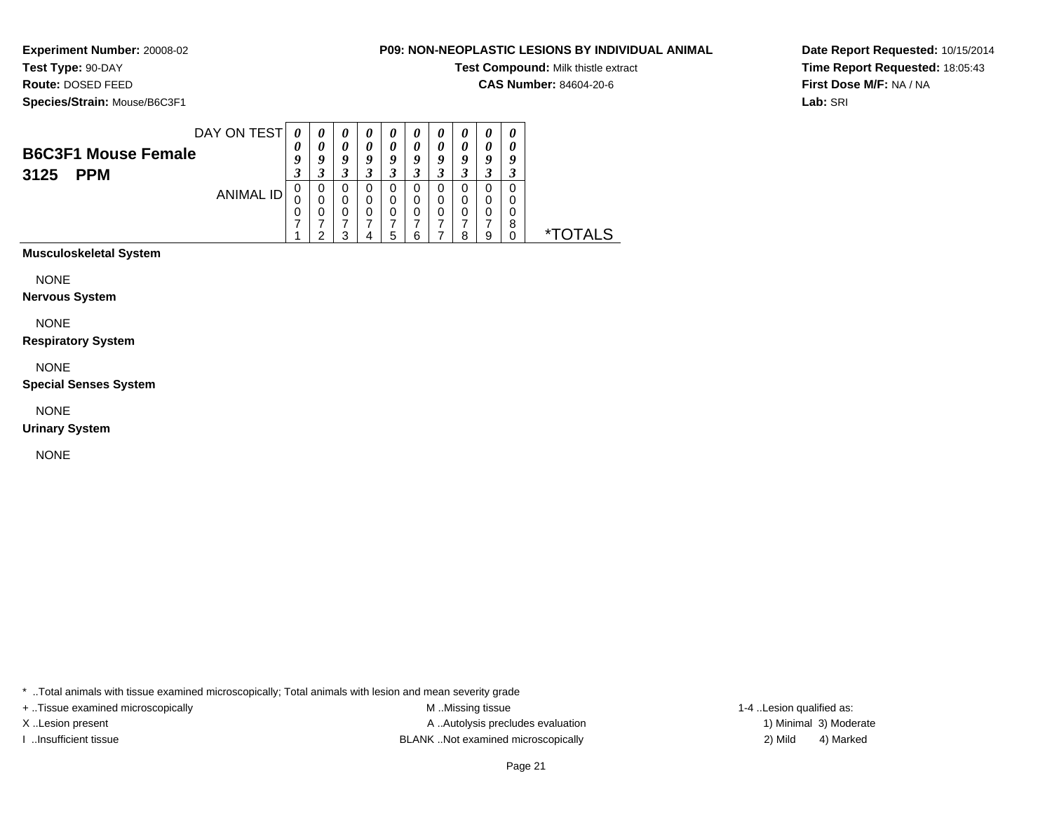**Experiment Number:** 20008-02
**Test Type:** 90-DAY
**Route:** DOSED FEED
**Species/Strain:** Mouse/B6C3F1

**P09: NON-NEOPLASTIC LESIONS BY INDIVIDUAL ANIMAL**
**Test Compound:** Milk thistle extract
**CAS Number:** 84604-20-6

**Date Report Requested:** 10/15/2014
**Time Report Requested:** 18:05:43
**First Dose M/F:** NA / NA
**Lab:** SRI

| B6C3F1 Mouse Female 3125 PPM | | | | | | | | | | | |
|---|---|---|---|---|---|---|---|---|---|---|---|
| DAY ON TEST | 0093 | 0093 | 0093 | 0093 | 0093 | 0093 | 0093 | 0093 | 0093 | 0093 | |
| ANIMAL ID | 00071 | 00072 | 00073 | 00074 | 00075 | 00076 | 00077 | 00078 | 00079 | 00080 | *TOTALS |
| **Musculoskeletal System** | | | | | | | | | | | |
| NONE | | | | | | | | | | | |
| **Nervous System** | | | | | | | | | | | |
| NONE | | | | | | | | | | | |
| **Respiratory System** | | | | | | | | | | | |
| NONE | | | | | | | | | | | |
| **Special Senses System** | | | | | | | | | | | |
| NONE | | | | | | | | | | | |
| **Urinary System** | | | | | | | | | | | |
| NONE | | | | | | | | | | | |

* ..Total animals with tissue examined microscopically; Total animals with lesion and mean severity grade
+ ..Tissue examined microscopically
X ..Lesion present
I ..Insufficient tissue
M ..Missing tissue
A ..Autolysis precludes evaluation
BLANK ..Not examined microscopically
1-4 ..Lesion qualified as:
1) Minimal 3) Moderate
2) Mild 4) Marked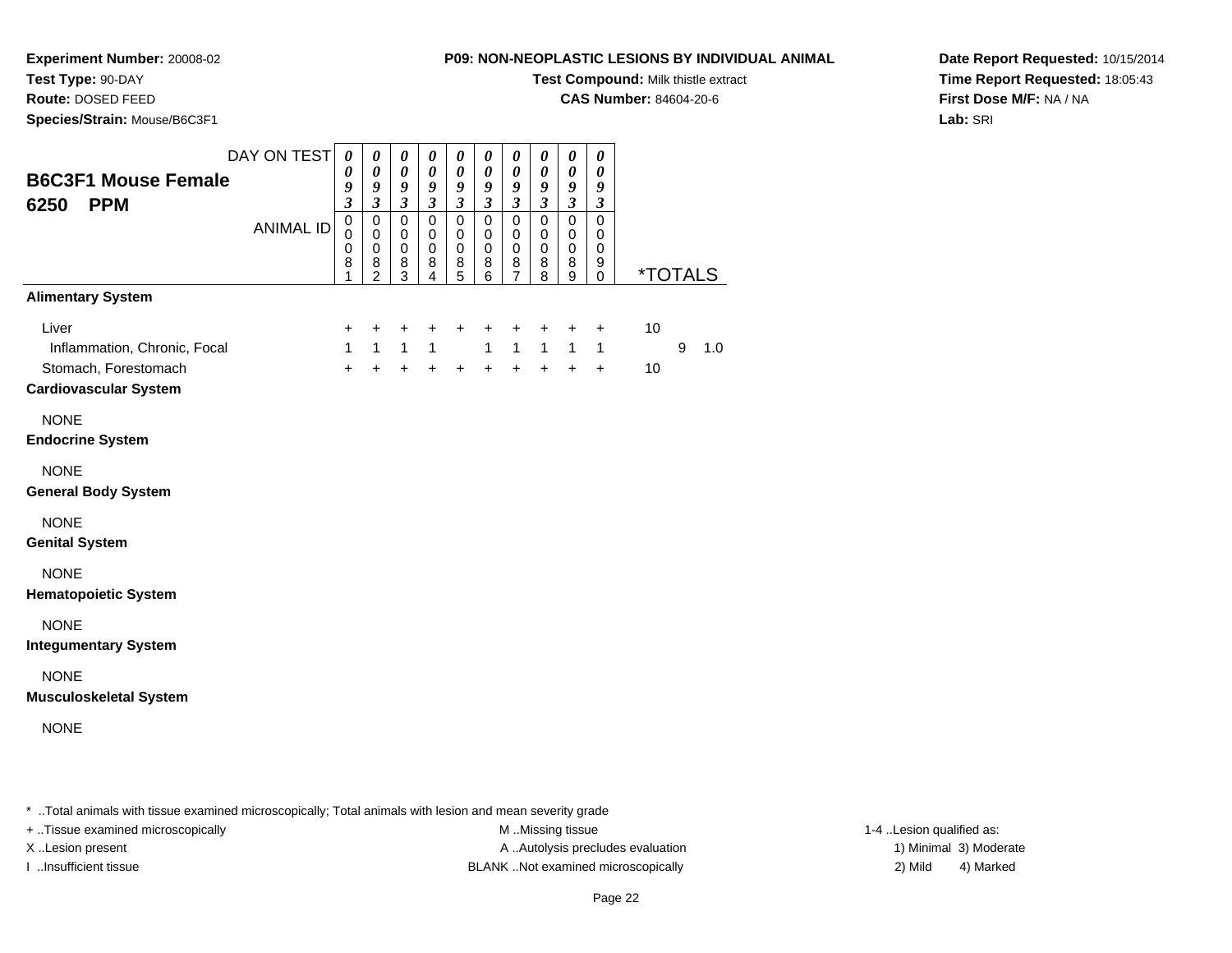**Experiment Number:** 20008-02
**Test Type:** 90-DAY
**Route:** DOSED FEED
**Species/Strain:** Mouse/B6C3F1

**P09: NON-NEOPLASTIC LESIONS BY INDIVIDUAL ANIMAL**
**Test Compound:** Milk thistle extract
**CAS Number:** 84604-20-6

**Date Report Requested:** 10/15/2014
**Time Report Requested:** 18:05:43
**First Dose M/F:** NA / NA
**Lab:** SRI

## B6C3F1 Mouse Female 6250 PPM

| DAY ON TEST | 0093 | 0093 | 0093 | 0093 | 0093 | 0093 | 0093 | 0093 | 0093 | 0093 | | | |
|---|---|---|---|---|---|---|---|---|---|---|---|---|---|
| ANIMAL ID | 00081 | 00082 | 00083 | 00084 | 00085 | 00086 | 00087 | 00088 | 00089 | 00090 | *TOTALS | | |
| **Alimentary System** | | | | | | | | | | | | | |
| Liver | + | + | + | + | + | + | + | + | + | + | 10 | | |
| Inflammation, Chronic, Focal | 1 | 1 | 1 | 1 | | 1 | 1 | 1 | 1 | 1 | | 9 | 1.0 |
| Stomach, Forestomach | + | + | + | + | + | + | + | + | + | + | 10 | | |
| **Cardiovascular System** | | | | | | | | | | | | | |
| NONE | | | | | | | | | | | | | |
| **Endocrine System** | | | | | | | | | | | | | |
| NONE | | | | | | | | | | | | | |
| **General Body System** | | | | | | | | | | | | | |
| NONE | | | | | | | | | | | | | |
| **Genital System** | | | | | | | | | | | | | |
| NONE | | | | | | | | | | | | | |
| **Hematopoietic System** | | | | | | | | | | | | | |
| NONE | | | | | | | | | | | | | |
| **Integumentary System** | | | | | | | | | | | | | |
| NONE | | | | | | | | | | | | | |
| **Musculoskeletal System** | | | | | | | | | | | | | |
| NONE | | | | | | | | | | | | | |

* ..Total animals with tissue examined microscopically; Total animals with lesion and mean severity grade

+ ..Tissue examined microscopically
X ..Lesion present
I ..Insufficient tissue

M ..Missing tissue
A ..Autolysis precludes evaluation
BLANK ..Not examined microscopically

1-4 ..Lesion qualified as:
1) Minimal 3) Moderate
2) Mild 4) Marked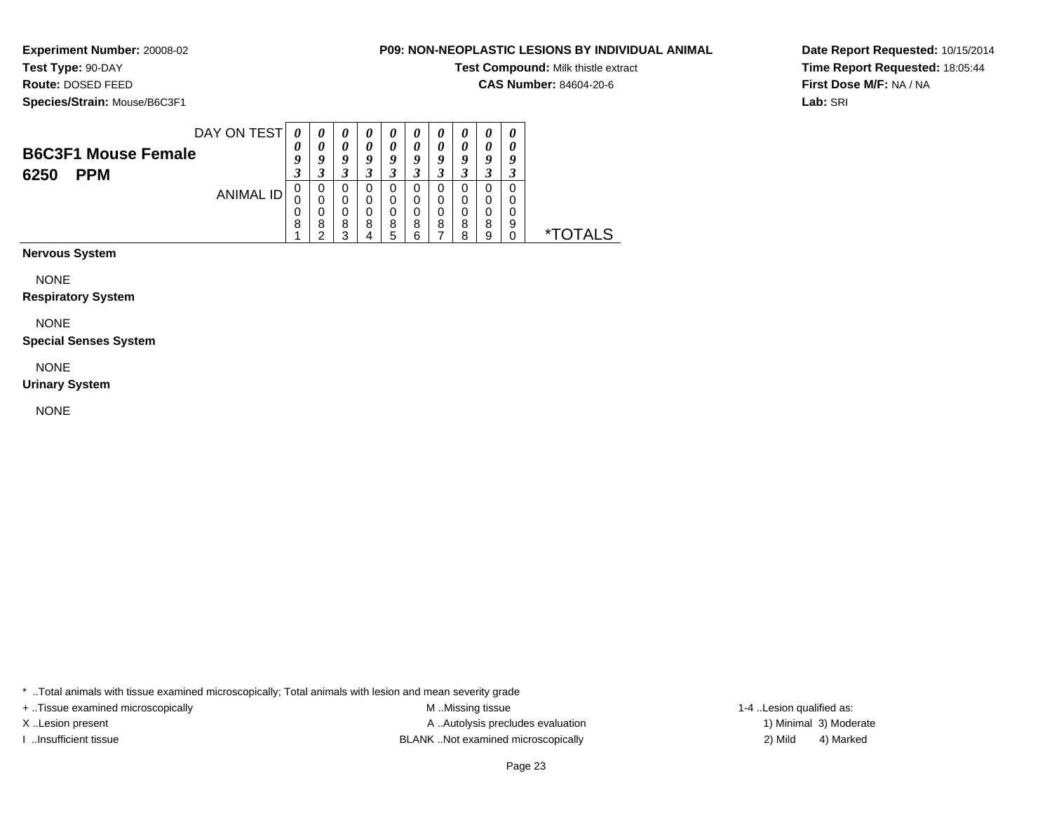**Experiment Number:** 20008-02
**Test Type:** 90-DAY
**Route:** DOSED FEED
**Species/Strain:** Mouse/B6C3F1

**P09: NON-NEOPLASTIC LESIONS BY INDIVIDUAL ANIMAL**
**Test Compound:** Milk thistle extract
**CAS Number:** 84604-20-6

**Date Report Requested:** 10/15/2014
**Time Report Requested:** 18:05:44
**First Dose M/F:** NA / NA
**Lab:** SRI

| B6C3F1 Mouse Female 6250 PPM | | | | | | | | | | | |
|---|---|---|---|---|---|---|---|---|---|---|---|
| DAY ON TEST | 0093 | 0093 | 0093 | 0093 | 0093 | 0093 | 0093 | 0093 | 0093 | 0093 | |
| ANIMAL ID | 00081 | 00082 | 00083 | 00084 | 00085 | 00086 | 00087 | 00088 | 00089 | 00090 | *TOTALS |
| **Nervous System** | | | | | | | | | | | |
| NONE | | | | | | | | | | | |
| **Respiratory System** | | | | | | | | | | | |
| NONE | | | | | | | | | | | |
| **Special Senses System** | | | | | | | | | | | |
| NONE | | | | | | | | | | | |
| **Urinary System** | | | | | | | | | | | |
| NONE | | | | | | | | | | | |

* ..Total animals with tissue examined microscopically; Total animals with lesion and mean severity grade

+ ..Tissue examined microscopically
X ..Lesion present
I ..Insufficient tissue

M ..Missing tissue
A ..Autolysis precludes evaluation
BLANK ..Not examined microscopically

1-4 ..Lesion qualified as:
1) Minimal 3) Moderate
2) Mild 4) Marked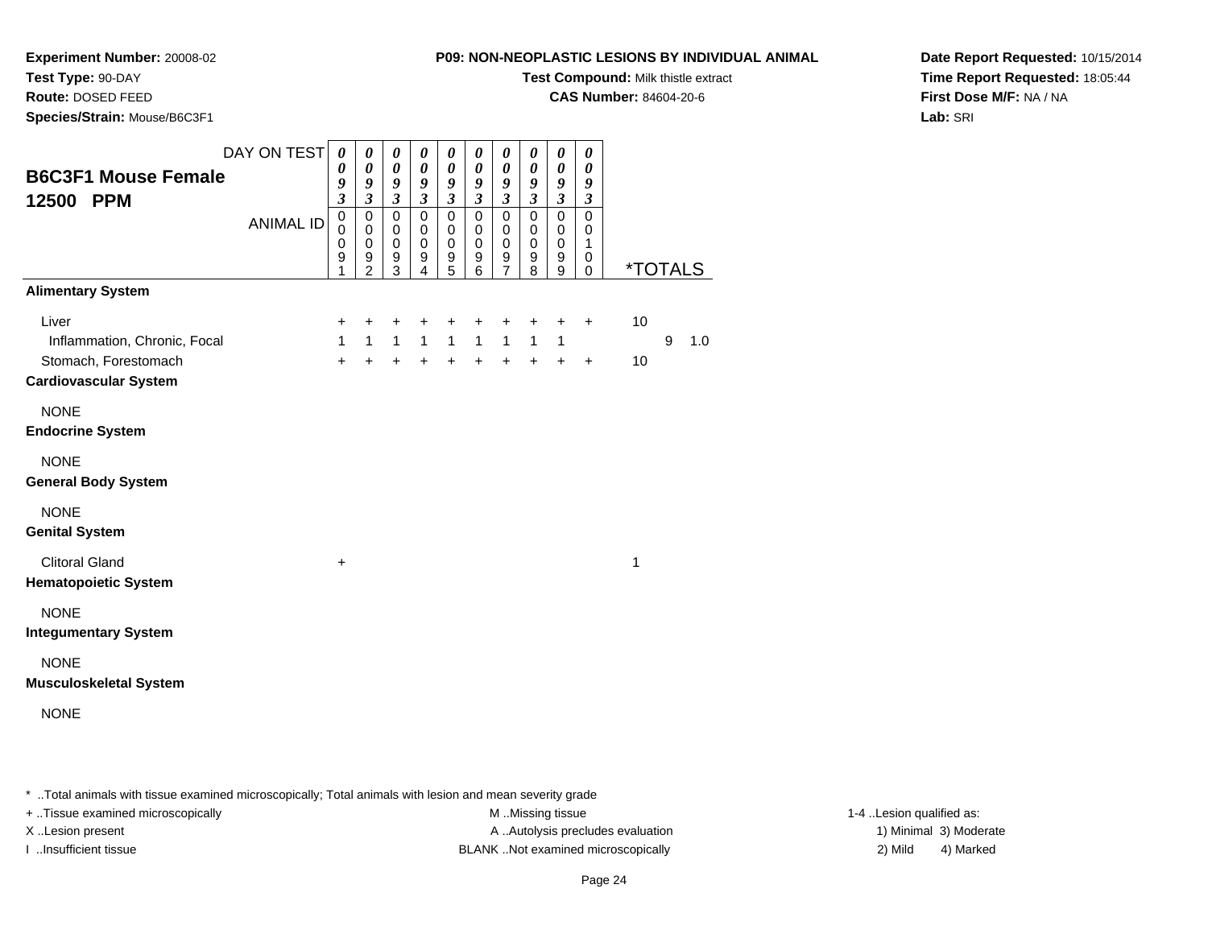**Experiment Number:** 20008-02
**Test Type:** 90-DAY
**Route:** DOSED FEED
**Species/Strain:** Mouse/B6C3F1

**P09: NON-NEOPLASTIC LESIONS BY INDIVIDUAL ANIMAL**
**Test Compound:** Milk thistle extract
**CAS Number:** 84604-20-6

**Date Report Requested:** 10/15/2014
**Time Report Requested:** 18:05:44
**First Dose M/F:** NA / NA
**Lab:** SRI

## B6C3F1 Mouse Female
## 12500 PPM

| DAY ON TEST | 0093 | 0093 | 0093 | 0093 | 0093 | 0093 | 0093 | 0093 | 0093 | 0093 | | | |
|---|---|---|---|---|---|---|---|---|---|---|---|---|---|
| ANIMAL ID | 00091 | 00092 | 00093 | 00094 | 00095 | 00096 | 00097 | 00098 | 00099 | 00100 | *TOTALS | | |
| **Alimentary System** | | | | | | | | | | | | | |
| Liver | + | + | + | + | + | + | + | + | + | + | 10 | | |
| Inflammation, Chronic, Focal | 1 | 1 | 1 | 1 | 1 | 1 | 1 | 1 | 1 | | | 9 | 1.0 |
| Stomach, Forestomach | + | + | + | + | + | + | + | + | + | + | 10 | | |
| **Cardiovascular System** | | | | | | | | | | | | | |
| NONE | | | | | | | | | | | | | |
| **Endocrine System** | | | | | | | | | | | | | |
| NONE | | | | | | | | | | | | | |
| **General Body System** | | | | | | | | | | | | | |
| NONE | | | | | | | | | | | | | |
| **Genital System** | | | | | | | | | | | | | |
| Clitoral Gland | + | | | | | | | | | | 1 | | |
| **Hematopoietic System** | | | | | | | | | | | | | |
| NONE | | | | | | | | | | | | | |
| **Integumentary System** | | | | | | | | | | | | | |
| NONE | | | | | | | | | | | | | |
| **Musculoskeletal System** | | | | | | | | | | | | | |
| NONE | | | | | | | | | | | | | |

* ..Total animals with tissue examined microscopically; Total animals with lesion and mean severity grade
+ ..Tissue examined microscopically
X ..Lesion present
I ..Insufficient tissue

M ..Missing tissue
A ..Autolysis precludes evaluation
BLANK ..Not examined microscopically

1-4 ..Lesion qualified as:
1) Minimal 3) Moderate
2) Mild 4) Marked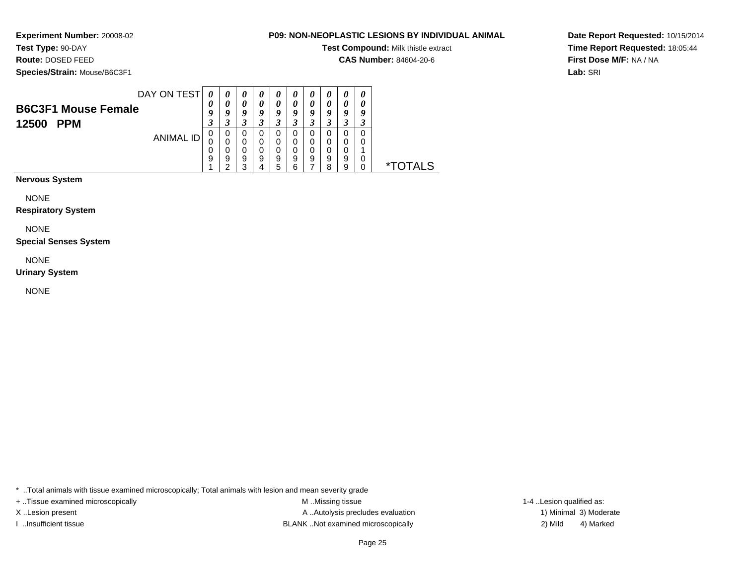**Experiment Number:** 20008-02
**Test Type:** 90-DAY
**Route:** DOSED FEED
**Species/Strain:** Mouse/B6C3F1

**P09: NON-NEOPLASTIC LESIONS BY INDIVIDUAL ANIMAL**
**Test Compound:** Milk thistle extract
**CAS Number:** 84604-20-6

**Date Report Requested:** 10/15/2014
**Time Report Requested:** 18:05:44
**First Dose M/F:** NA / NA
**Lab:** SRI

| **B6C3F1 Mouse Female 12500 PPM** DAY ON TEST | 0093 | 0093 | 0093 | 0093 | 0093 | 0093 | 0093 | 0093 | 0093 | 0093 | |
|---|---|---|---|---|---|---|---|---|---|---|---|
| ANIMAL ID | 00091 | 00092 | 00093 | 00094 | 00095 | 00096 | 00097 | 00098 | 00099 | 00100 | *TOTALS |
| **Nervous System** | | | | | | | | | | | |
| NONE | | | | | | | | | | | |
| **Respiratory System** | | | | | | | | | | | |
| NONE | | | | | | | | | | | |
| **Special Senses System** | | | | | | | | | | | |
| NONE | | | | | | | | | | | |
| **Urinary System** | | | | | | | | | | | |
| NONE | | | | | | | | | | | |

* ..Total animals with tissue examined microscopically; Total animals with lesion and mean severity grade
+ ..Tissue examined microscopically
X ..Lesion present
I ..Insufficient tissue
M ..Missing tissue
A ..Autolysis precludes evaluation
BLANK ..Not examined microscopically
1-4 ..Lesion qualified as:
1) Minimal 3) Moderate
2) Mild 4) Marked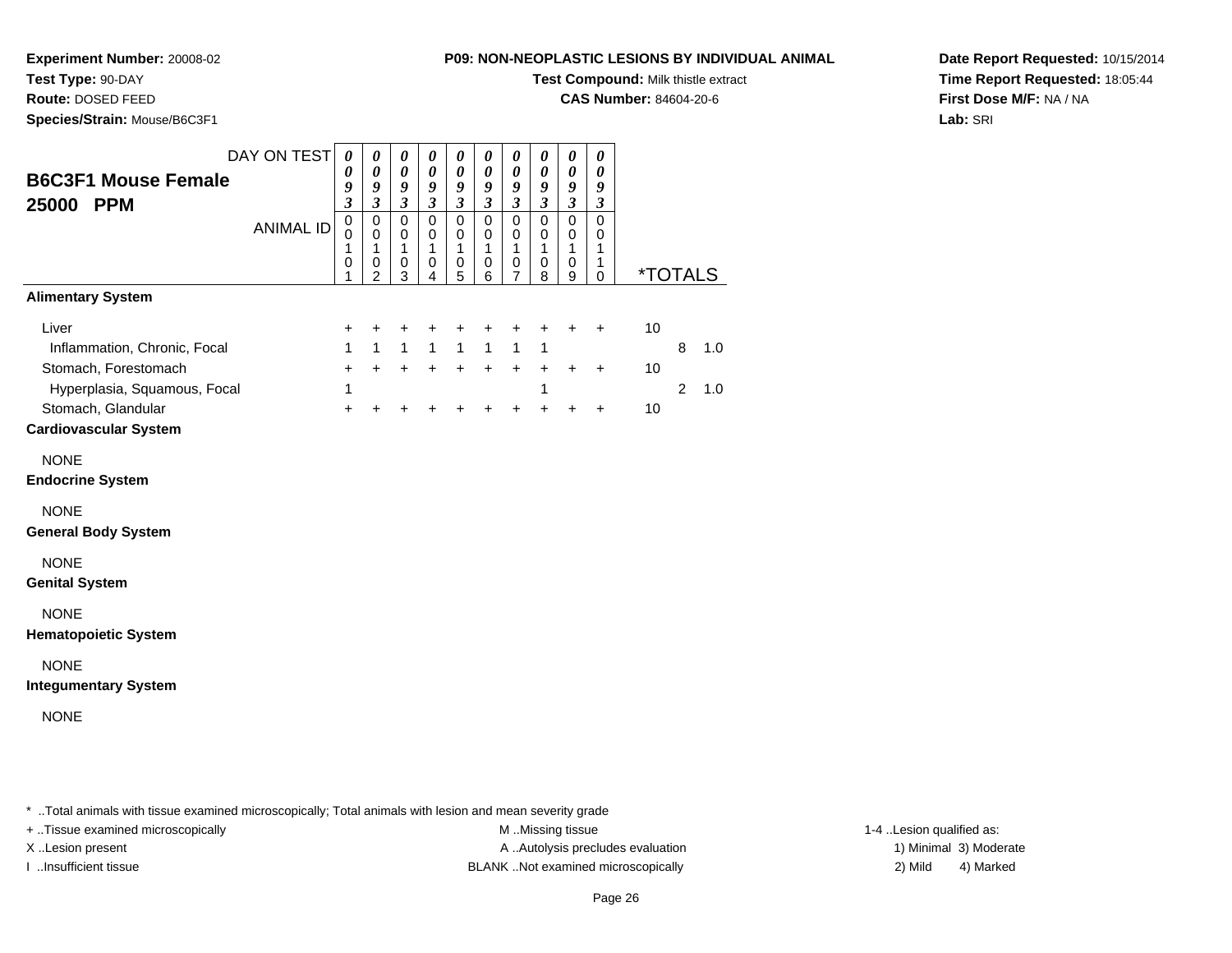**Experiment Number:** 20008-02
**Test Type:** 90-DAY
**Route:** DOSED FEED
**Species/Strain:** Mouse/B6C3F1

**P09: NON-NEOPLASTIC LESIONS BY INDIVIDUAL ANIMAL**
**Test Compound:** Milk thistle extract
**CAS Number:** 84604-20-6

**Date Report Requested:** 10/15/2014
**Time Report Requested:** 18:05:44
**First Dose M/F:** NA / NA
**Lab:** SRI

## B6C3F1 Mouse Female 25000 PPM

| DAY ON TEST | 0093 | 0093 | 0093 | 0093 | 0093 | 0093 | 0093 | 0093 | 0093 | 0093 | | | |
|---|---|---|---|---|---|---|---|---|---|---|---|---|---|
| ANIMAL ID | 00101 | 00102 | 00103 | 00104 | 00105 | 00106 | 00107 | 00108 | 00109 | 00110 | *TOTALS | | |
| **Alimentary System** | | | | | | | | | | | | | |
| Liver | + | + | + | + | + | + | + | + | + | + | 10 | | |
| Inflammation, Chronic, Focal | 1 | 1 | 1 | 1 | 1 | 1 | 1 | 1 | | | | 8 | 1.0 |
| Stomach, Forestomach | + | + | + | + | + | + | + | + | + | + | 10 | | |
| Hyperplasia, Squamous, Focal | 1 | | | | | | | 1 | | | | 2 | 1.0 |
| Stomach, Glandular | + | + | + | + | + | + | + | + | + | + | 10 | | |
| **Cardiovascular System** | | | | | | | | | | | | | |
| NONE | | | | | | | | | | | | | |
| **Endocrine System** | | | | | | | | | | | | | |
| NONE | | | | | | | | | | | | | |
| **General Body System** | | | | | | | | | | | | | |
| NONE | | | | | | | | | | | | | |
| **Genital System** | | | | | | | | | | | | | |
| NONE | | | | | | | | | | | | | |
| **Hematopoietic System** | | | | | | | | | | | | | |
| NONE | | | | | | | | | | | | | |
| **Integumentary System** | | | | | | | | | | | | | |
| NONE | | | | | | | | | | | | | |

\* ..Total animals with tissue examined microscopically; Total animals with lesion and mean severity grade

+ ..Tissue examined microscopically
X ..Lesion present
I ..Insufficient tissue

M ..Missing tissue
A ..Autolysis precludes evaluation
BLANK ..Not examined microscopically

1-4 ..Lesion qualified as:
1) Minimal 3) Moderate
2) Mild 4) Marked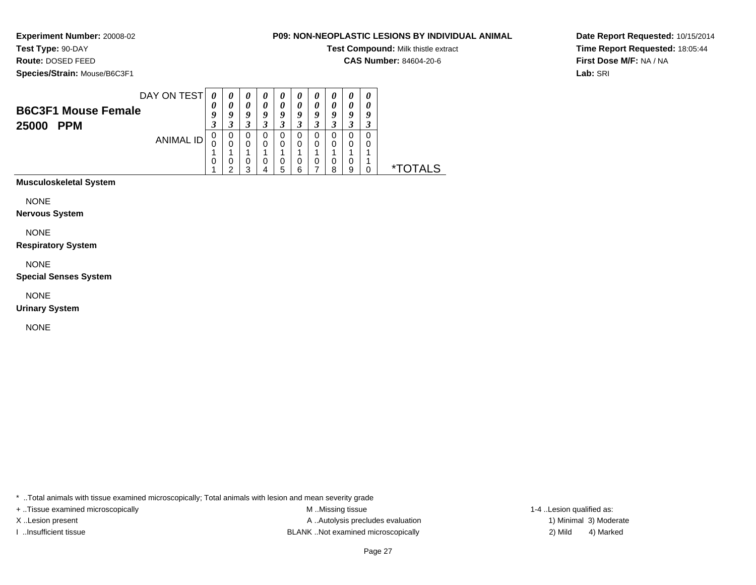**Experiment Number:** 20008-02
**Test Type:** 90-DAY
**Route:** DOSED FEED
**Species/Strain:** Mouse/B6C3F1

**P09: NON-NEOPLASTIC LESIONS BY INDIVIDUAL ANIMAL**
**Test Compound:** Milk thistle extract
**CAS Number:** 84604-20-6

**Date Report Requested:** 10/15/2014
**Time Report Requested:** 18:05:44
**First Dose M/F:** NA / NA
**Lab:** SRI

## B6C3F1 Mouse Female
## 25000 PPM

| DAY ON TEST | 0093 | 0093 | 0093 | 0093 | 0093 | 0093 | 0093 | 0093 | 0093 | 0093 | |
|---|---|---|---|---|---|---|---|---|---|---|---|
| ANIMAL ID | 00101 | 00102 | 00103 | 00104 | 00105 | 00106 | 00107 | 00108 | 00109 | 00110 | *TOTALS |
| **Musculoskeletal System** | | | | | | | | | | | |
| NONE | | | | | | | | | | | |
| **Nervous System** | | | | | | | | | | | |
| NONE | | | | | | | | | | | |
| **Respiratory System** | | | | | | | | | | | |
| NONE | | | | | | | | | | | |
| **Special Senses System** | | | | | | | | | | | |
| NONE | | | | | | | | | | | |
| **Urinary System** | | | | | | | | | | | |
| NONE | | | | | | | | | | | |

* ..Total animals with tissue examined microscopically; Total animals with lesion and mean severity grade
+ ..Tissue examined microscopically
X ..Lesion present
I ..Insufficient tissue

M ..Missing tissue
A ..Autolysis precludes evaluation
BLANK ..Not examined microscopically

1-4 ..Lesion qualified as:
1) Minimal 3) Moderate
2) Mild 4) Marked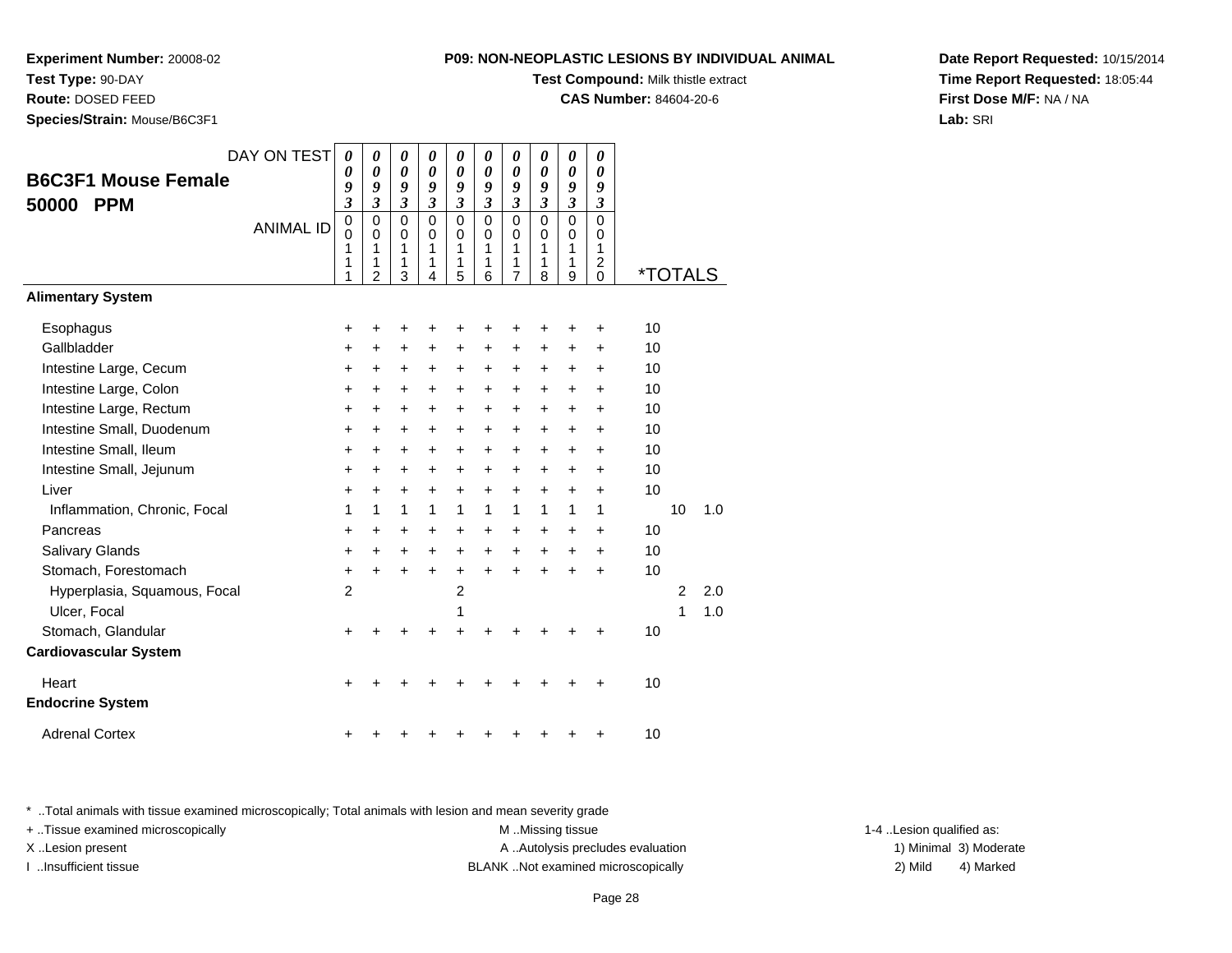**Experiment Number:** 20008-02
**Test Type:** 90-DAY
**Route:** DOSED FEED
**Species/Strain:** Mouse/B6C3F1

**P09: NON-NEOPLASTIC LESIONS BY INDIVIDUAL ANIMAL**
**Test Compound:** Milk thistle extract
**CAS Number:** 84604-20-6

**Date Report Requested:** 10/15/2014
**Time Report Requested:** 18:05:44
**First Dose M/F:** NA / NA
**Lab:** SRI

## B6C3F1 Mouse Female 50000 PPM

| DAY ON TEST | 0093 | 0093 | 0093 | 0093 | 0093 | 0093 | 0093 | 0093 | 0093 | 0093 | | | |
|---|---|---|---|---|---|---|---|---|---|---|---|---|---|
| ANIMAL ID | 00111 | 00112 | 00113 | 00114 | 00115 | 00116 | 00117 | 00118 | 00119 | 00120 | *TOTALS | | |
| **Alimentary System** | | | | | | | | | | | | | |
| Esophagus | + | + | + | + | + | + | + | + | + | + | 10 | | |
| Gallbladder | + | + | + | + | + | + | + | + | + | + | 10 | | |
| Intestine Large, Cecum | + | + | + | + | + | + | + | + | + | + | 10 | | |
| Intestine Large, Colon | + | + | + | + | + | + | + | + | + | + | 10 | | |
| Intestine Large, Rectum | + | + | + | + | + | + | + | + | + | + | 10 | | |
| Intestine Small, Duodenum | + | + | + | + | + | + | + | + | + | + | 10 | | |
| Intestine Small, Ileum | + | + | + | + | + | + | + | + | + | + | 10 | | |
| Intestine Small, Jejunum | + | + | + | + | + | + | + | + | + | + | 10 | | |
| Liver | + | + | + | + | + | + | + | + | + | + | 10 | | |
| Inflammation, Chronic, Focal | 1 | 1 | 1 | 1 | 1 | 1 | 1 | 1 | 1 | 1 | | 10 | 1.0 |
| Pancreas | + | + | + | + | + | + | + | + | + | + | 10 | | |
| Salivary Glands | + | + | + | + | + | + | + | + | + | + | 10 | | |
| Stomach, Forestomach | + | + | + | + | + | + | + | + | + | + | 10 | | |
| Hyperplasia, Squamous, Focal | 2 | | | | 2 | | | | | | | 2 | 2.0 |
| Ulcer, Focal | | | | | 1 | | | | | | | 1 | 1.0 |
| Stomach, Glandular | + | + | + | + | + | + | + | + | + | + | 10 | | |
| **Cardiovascular System** | | | | | | | | | | | | | |
| Heart | + | + | + | + | + | + | + | + | + | + | 10 | | |
| **Endocrine System** | | | | | | | | | | | | | |
| Adrenal Cortex | + | + | + | + | + | + | + | + | + | + | 10 | | |

\* ..Total animals with tissue examined microscopically; Total animals with lesion and mean severity grade
+ ..Tissue examined microscopically
X ..Lesion present
I ..Insufficient tissue
M ..Missing tissue
A ..Autolysis precludes evaluation
BLANK ..Not examined microscopically
1-4 ..Lesion qualified as: 1) Minimal 2) Mild 3) Moderate 4) Marked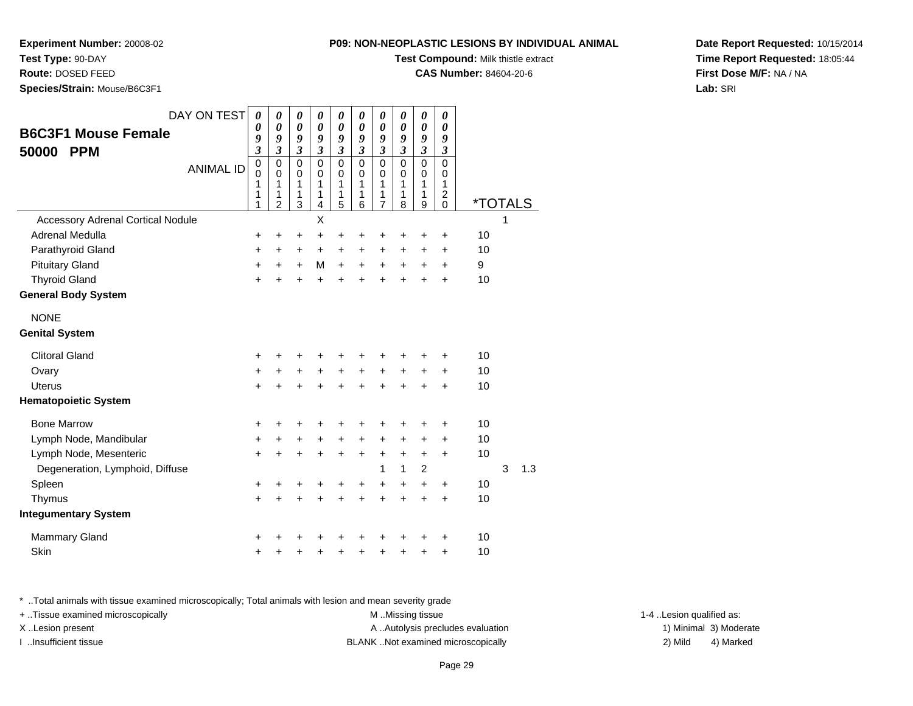**Experiment Number:** 20008-02
**Test Type:** 90-DAY
**Route:** DOSED FEED
**Species/Strain:** Mouse/B6C3F1

**P09: NON-NEOPLASTIC LESIONS BY INDIVIDUAL ANIMAL**
**Test Compound:** Milk thistle extract
**CAS Number:** 84604-20-6

**Date Report Requested:** 10/15/2014
**Time Report Requested:** 18:05:44
**First Dose M/F:** NA / NA
**Lab:** SRI

## B6C3F1 Mouse Female 50000 PPM

| DAY ON TEST | 0093 | 0093 | 0093 | 0093 | 0093 | 0093 | 0093 | 0093 | 0093 | 0093 | | | |
|---|---|---|---|---|---|---|---|---|---|---|---|---|---|
| ANIMAL ID | 00111 | 00112 | 00113 | 00114 | 00115 | 00116 | 00117 | 00118 | 00119 | 00120 | *TOTALS | | |
| Accessory Adrenal Cortical Nodule | | | | X | | | | | | | | 1 | |
| Adrenal Medulla | + | + | + | + | + | + | + | + | + | + | 10 | | |
| Parathyroid Gland | + | + | + | + | + | + | + | + | + | + | 10 | | |
| Pituitary Gland | + | + | + | M | + | + | + | + | + | + | 9 | | |
| Thyroid Gland | + | + | + | + | + | + | + | + | + | + | 10 | | |
| **General Body System** | | | | | | | | | | | | | |
| NONE | | | | | | | | | | | | | |
| **Genital System** | | | | | | | | | | | | | |
| Clitoral Gland | + | + | + | + | + | + | + | + | + | + | 10 | | |
| Ovary | + | + | + | + | + | + | + | + | + | + | 10 | | |
| Uterus | + | + | + | + | + | + | + | + | + | + | 10 | | |
| **Hematopoietic System** | | | | | | | | | | | | | |
| Bone Marrow | + | + | + | + | + | + | + | + | + | + | 10 | | |
| Lymph Node, Mandibular | + | + | + | + | + | + | + | + | + | + | 10 | | |
| Lymph Node, Mesenteric | + | + | + | + | + | + | + | + | + | + | 10 | | |
| Degeneration, Lymphoid, Diffuse | | | | | | | 1 | 1 | 2 | | | 3 | 1.3 |
| Spleen | + | + | + | + | + | + | + | + | + | + | 10 | | |
| Thymus | + | + | + | + | + | + | + | + | + | + | 10 | | |
| **Integumentary System** | | | | | | | | | | | | | |
| Mammary Gland | + | + | + | + | + | + | + | + | + | + | 10 | | |
| Skin | + | + | + | + | + | + | + | + | + | + | 10 | | |

\* ..Total animals with tissue examined microscopically; Total animals with lesion and mean severity grade
+ ..Tissue examined microscopically
X ..Lesion present
I ..Insufficient tissue
M ..Missing tissue
A ..Autolysis precludes evaluation
BLANK ..Not examined microscopically
1-4 ..Lesion qualified as: 1) Minimal 2) Mild 3) Moderate 4) Marked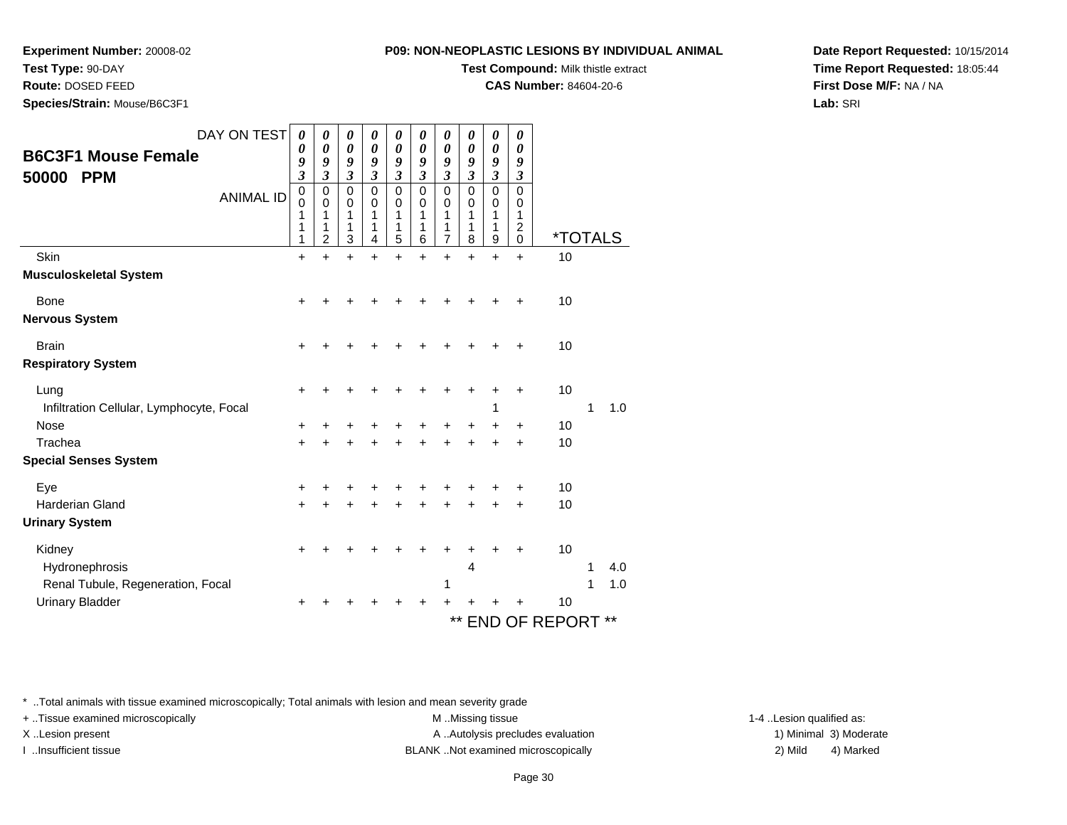**Experiment Number:** 20008-02
**Test Type:** 90-DAY
**Route:** DOSED FEED
**Species/Strain:** Mouse/B6C3F1

**P09: NON-NEOPLASTIC LESIONS BY INDIVIDUAL ANIMAL**
**Test Compound:** Milk thistle extract
**CAS Number:** 84604-20-6

**Date Report Requested:** 10/15/2014
**Time Report Requested:** 18:05:44
**First Dose M/F:** NA / NA
**Lab:** SRI

## B6C3F1 Mouse Female
## 50000 PPM

| DAY ON TEST | 0093 | 0093 | 0093 | 0093 | 0093 | 0093 | 0093 | 0093 | 0093 | 0093 | | | |
|---|---|---|---|---|---|---|---|---|---|---|---|---|---|
| ANIMAL ID | 00111 | 00112 | 00113 | 00114 | 00115 | 00116 | 00117 | 00118 | 00119 | 00120 | *TOTALS | | |
| Skin | + | + | + | + | + | + | + | + | + | + | 10 | | |
| **Musculoskeletal System** | | | | | | | | | | | | | |
| Bone | + | + | + | + | + | + | + | + | + | + | 10 | | |
| **Nervous System** | | | | | | | | | | | | | |
| Brain | + | + | + | + | + | + | + | + | + | + | 10 | | |
| **Respiratory System** | | | | | | | | | | | | | |
| Lung | + | + | + | + | + | + | + | + | + | + | 10 | | |
| Infiltration Cellular, Lymphocyte, Focal | | | | | | | | | 1 | | | 1 | 1.0 |
| Nose | + | + | + | + | + | + | + | + | + | + | 10 | | |
| Trachea | + | + | + | + | + | + | + | + | + | + | 10 | | |
| **Special Senses System** | | | | | | | | | | | | | |
| Eye | + | + | + | + | + | + | + | + | + | + | 10 | | |
| Harderian Gland | + | + | + | + | + | + | + | + | + | + | 10 | | |
| **Urinary System** | | | | | | | | | | | | | |
| Kidney | + | + | + | + | + | + | + | + | + | + | 10 | | |
| Hydronephrosis | | | | | | | | 4 | | | | 1 | 4.0 |
| Renal Tubule, Regeneration, Focal | | | | | | | 1 | | | | | 1 | 1.0 |
| Urinary Bladder | + | + | + | + | + | + | + | + | + | + | 10 | | |

** END OF REPORT **

* ..Total animals with tissue examined microscopically; Total animals with lesion and mean severity grade
+ ..Tissue examined microscopically
X ..Lesion present
I ..Insufficient tissue

M ..Missing tissue
A ..Autolysis precludes evaluation
BLANK ..Not examined microscopically

1-4 ..Lesion qualified as:
1) Minimal 3) Moderate
2) Mild 4) Marked